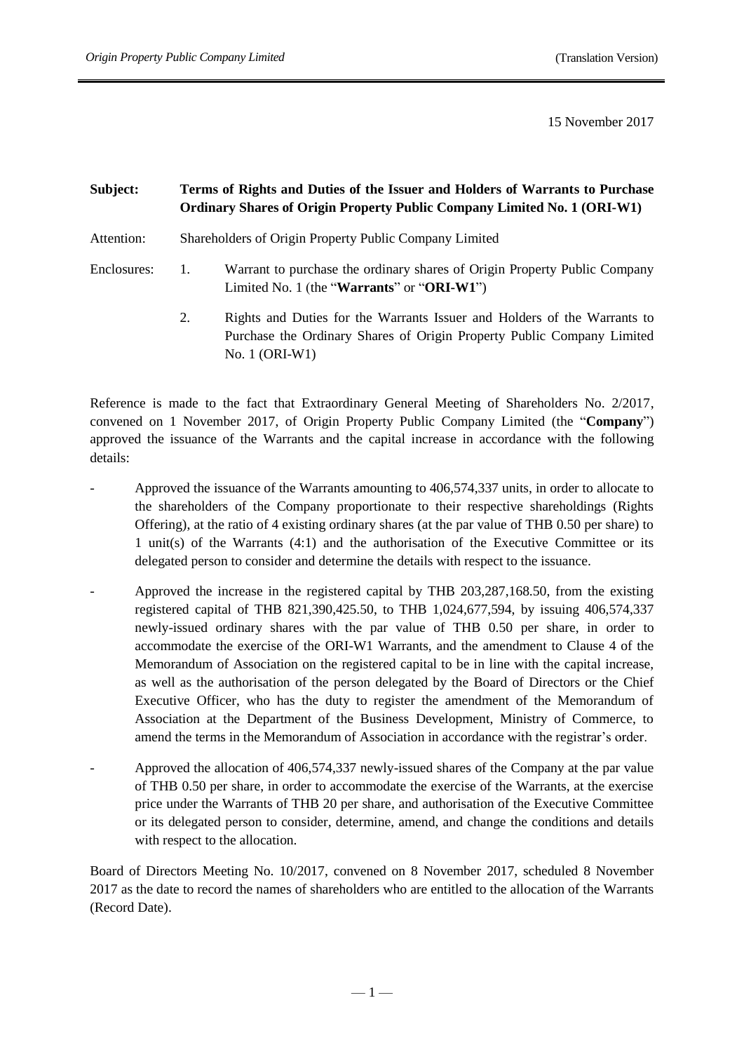15 November 2017

**Subject: Terms of Rights and Duties of the Issuer and Holders of Warrants to Purchase Ordinary Shares of Origin Property Public Company Limited No. 1 (ORI-W1)**

Attention: Shareholders of Origin Property Public Company Limited

Enclosures:

1. Warrant to purchase the ordinary shares of Origin Property Public Company Limited No. 1 (the "**Warrants**" or "**ORI-W1**")
2. Rights and Duties for the Warrants Issuer and Holders of the Warrants to Purchase the Ordinary Shares of Origin Property Public Company Limited No. 1 (ORI-W1)

Reference is made to the fact that Extraordinary General Meeting of Shareholders No. 2/2017, convened on 1 November 2017, of Origin Property Public Company Limited (the "**Company**") approved the issuance of the Warrants and the capital increase in accordance with the following details:

- Approved the issuance of the Warrants amounting to 406,574,337 units, in order to allocate to the shareholders of the Company proportionate to their respective shareholdings (Rights Offering), at the ratio of 4 existing ordinary shares (at the par value of THB 0.50 per share) to 1 unit(s) of the Warrants (4:1) and the authorisation of the Executive Committee or its delegated person to consider and determine the details with respect to the issuance.
- Approved the increase in the registered capital by THB 203,287,168.50, from the existing registered capital of THB 821,390,425.50, to THB 1,024,677,594, by issuing 406,574,337 newly-issued ordinary shares with the par value of THB 0.50 per share, in order to accommodate the exercise of the ORI-W1 Warrants, and the amendment to Clause 4 of the Memorandum of Association on the registered capital to be in line with the capital increase, as well as the authorisation of the person delegated by the Board of Directors or the Chief Executive Officer, who has the duty to register the amendment of the Memorandum of Association at the Department of the Business Development, Ministry of Commerce, to amend the terms in the Memorandum of Association in accordance with the registrar's order.
- Approved the allocation of 406,574,337 newly-issued shares of the Company at the par value of THB 0.50 per share, in order to accommodate the exercise of the Warrants, at the exercise price under the Warrants of THB 20 per share, and authorisation of the Executive Committee or its delegated person to consider, determine, amend, and change the conditions and details with respect to the allocation.

Board of Directors Meeting No. 10/2017, convened on 8 November 2017, scheduled 8 November 2017 as the date to record the names of shareholders who are entitled to the allocation of the Warrants (Record Date).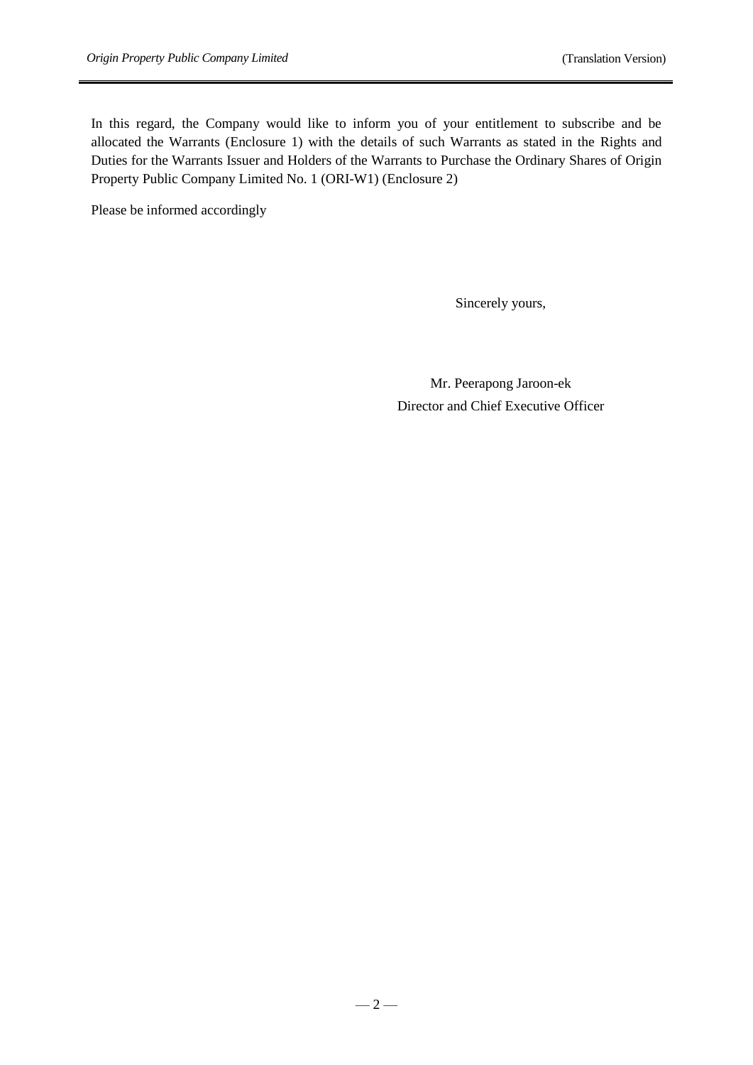In this regard, the Company would like to inform you of your entitlement to subscribe and be allocated the Warrants (Enclosure 1) with the details of such Warrants as stated in the Rights and Duties for the Warrants Issuer and Holders of the Warrants to Purchase the Ordinary Shares of Origin Property Public Company Limited No. 1 (ORI-W1) (Enclosure 2)

Please be informed accordingly

Sincerely yours,

Mr. Peerapong Jaroon-ek
Director and Chief Executive Officer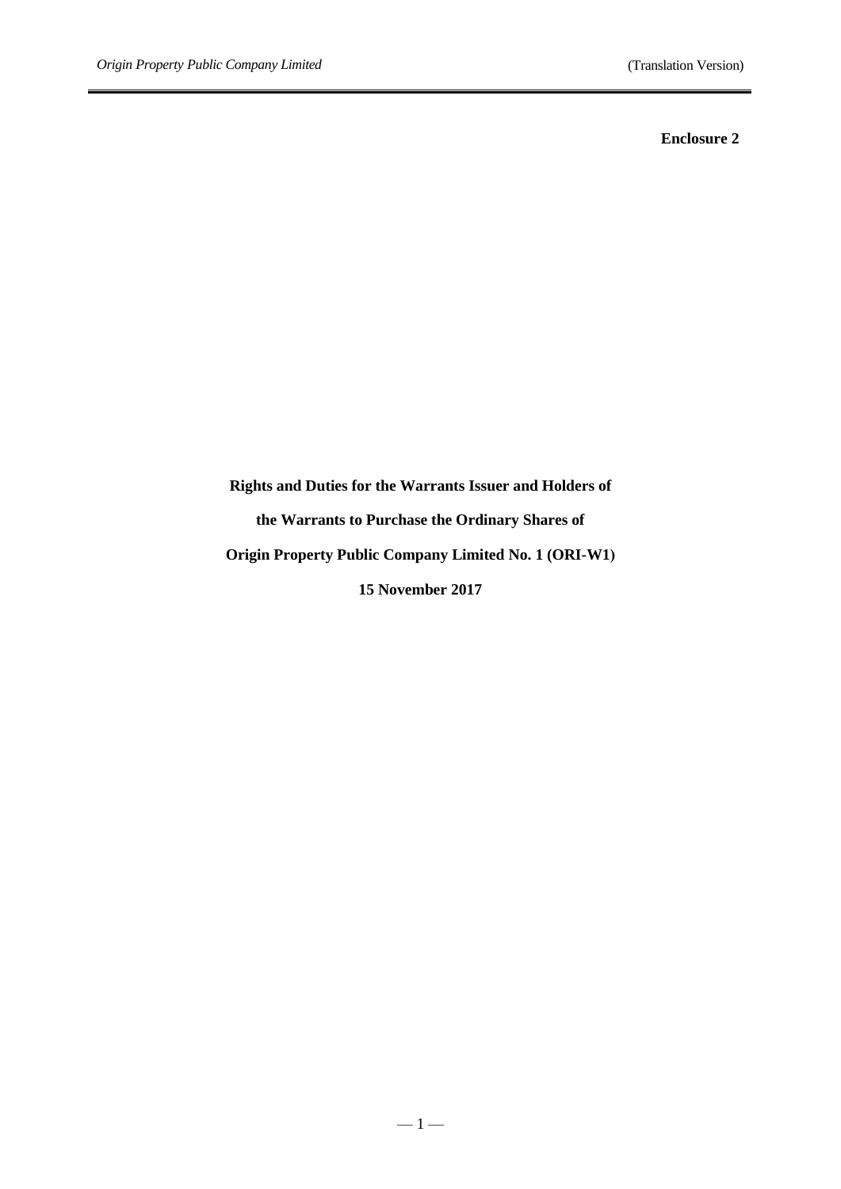**Enclosure 2**

# Rights and Duties for the Warrants Issuer and Holders of the Warrants to Purchase the Ordinary Shares of Origin Property Public Company Limited No. 1 (ORI-W1)

**15 November 2017**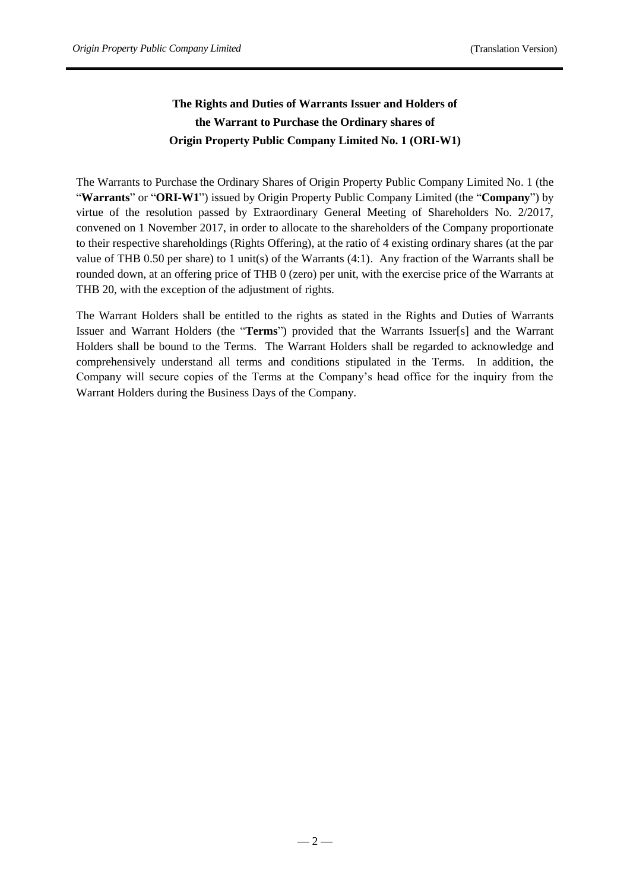# The Rights and Duties of Warrants Issuer and Holders of the Warrant to Purchase the Ordinary shares of Origin Property Public Company Limited No. 1 (ORI-W1)

The Warrants to Purchase the Ordinary Shares of Origin Property Public Company Limited No. 1 (the "**Warrants**" or "**ORI-W1**") issued by Origin Property Public Company Limited (the "**Company**") by virtue of the resolution passed by Extraordinary General Meeting of Shareholders No. 2/2017, convened on 1 November 2017, in order to allocate to the shareholders of the Company proportionate to their respective shareholdings (Rights Offering), at the ratio of 4 existing ordinary shares (at the par value of THB 0.50 per share) to 1 unit(s) of the Warrants (4:1). Any fraction of the Warrants shall be rounded down, at an offering price of THB 0 (zero) per unit, with the exercise price of the Warrants at THB 20, with the exception of the adjustment of rights.

The Warrant Holders shall be entitled to the rights as stated in the Rights and Duties of Warrants Issuer and Warrant Holders (the "**Terms**") provided that the Warrants Issuer[s] and the Warrant Holders shall be bound to the Terms. The Warrant Holders shall be regarded to acknowledge and comprehensively understand all terms and conditions stipulated in the Terms. In addition, the Company will secure copies of the Terms at the Company's head office for the inquiry from the Warrant Holders during the Business Days of the Company.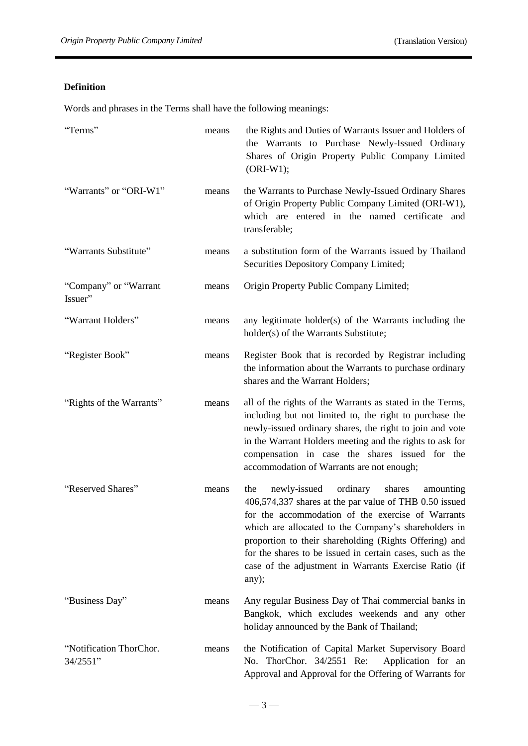**Definition**

Words and phrases in the Terms shall have the following meanings:

| | | |
|---|---|---|
| "Terms" | means | the Rights and Duties of Warrants Issuer and Holders of the Warrants to Purchase Newly-Issued Ordinary Shares of Origin Property Public Company Limited (ORI-W1); |
| "Warrants" or "ORI-W1" | means | the Warrants to Purchase Newly-Issued Ordinary Shares of Origin Property Public Company Limited (ORI-W1), which are entered in the named certificate and transferable; |
| "Warrants Substitute" | means | a substitution form of the Warrants issued by Thailand Securities Depository Company Limited; |
| "Company" or "Warrant Issuer" | means | Origin Property Public Company Limited; |
| "Warrant Holders" | means | any legitimate holder(s) of the Warrants including the holder(s) of the Warrants Substitute; |
| "Register Book" | means | Register Book that is recorded by Registrar including the information about the Warrants to purchase ordinary shares and the Warrant Holders; |
| "Rights of the Warrants" | means | all of the rights of the Warrants as stated in the Terms, including but not limited to, the right to purchase the newly-issued ordinary shares, the right to join and vote in the Warrant Holders meeting and the rights to ask for compensation in case the shares issued for the accommodation of Warrants are not enough; |
| "Reserved Shares" | means | the newly-issued ordinary shares amounting 406,574,337 shares at the par value of THB 0.50 issued for the accommodation of the exercise of Warrants which are allocated to the Company's shareholders in proportion to their shareholding (Rights Offering) and for the shares to be issued in certain cases, such as the case of the adjustment in Warrants Exercise Ratio (if any); |
| "Business Day" | means | Any regular Business Day of Thai commercial banks in Bangkok, which excludes weekends and any other holiday announced by the Bank of Thailand; |
| "Notification ThorChor. 34/2551" | means | the Notification of Capital Market Supervisory Board No. ThorChor. 34/2551 Re: Application for an Approval and Approval for the Offering of Warrants for |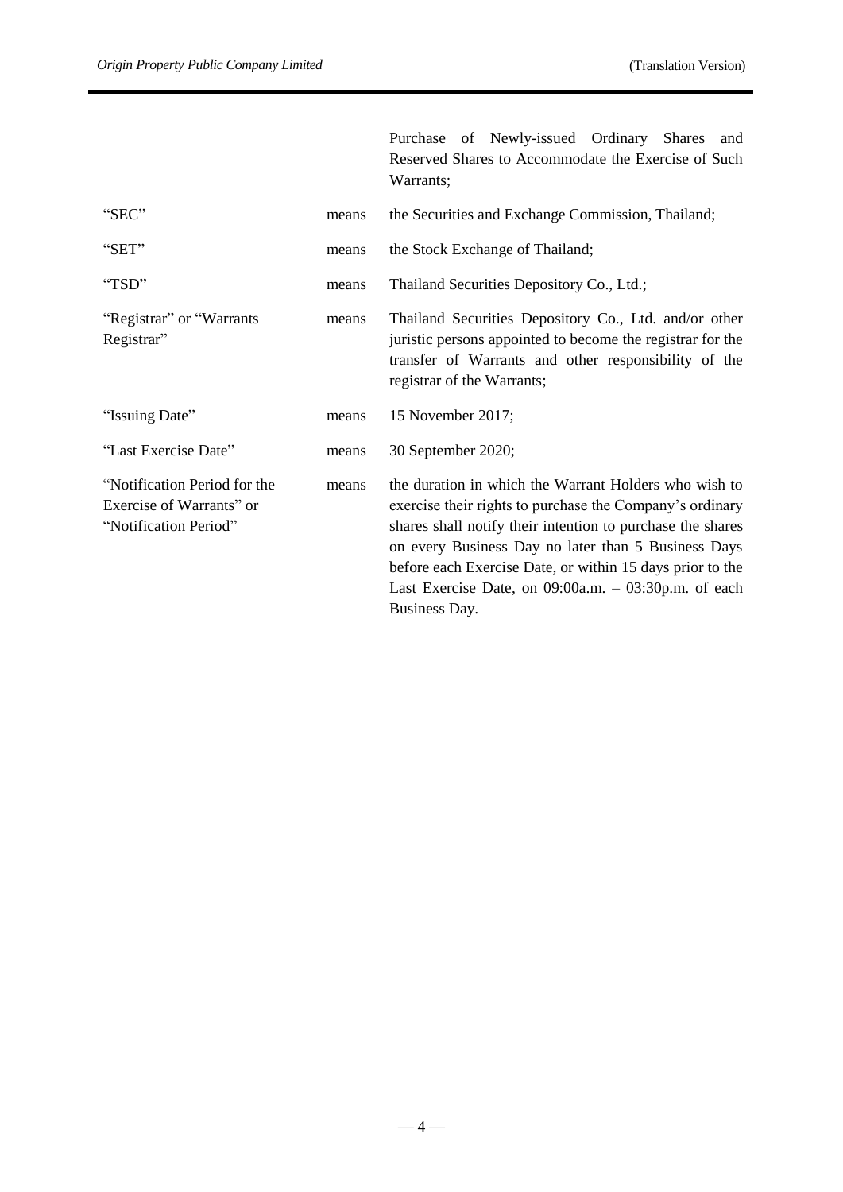| | | |
|---|---|---|
| | | Purchase of Newly-issued Ordinary Shares and Reserved Shares to Accommodate the Exercise of Such Warrants; |
| "SEC" | means | the Securities and Exchange Commission, Thailand; |
| "SET" | means | the Stock Exchange of Thailand; |
| "TSD" | means | Thailand Securities Depository Co., Ltd.; |
| "Registrar" or "Warrants Registrar" | means | Thailand Securities Depository Co., Ltd. and/or other juristic persons appointed to become the registrar for the transfer of Warrants and other responsibility of the registrar of the Warrants; |
| "Issuing Date" | means | 15 November 2017; |
| "Last Exercise Date" | means | 30 September 2020; |
| "Notification Period for the Exercise of Warrants" or "Notification Period" | means | the duration in which the Warrant Holders who wish to exercise their rights to purchase the Company's ordinary shares shall notify their intention to purchase the shares on every Business Day no later than 5 Business Days before each Exercise Date, or within 15 days prior to the Last Exercise Date, on 09:00a.m. – 03:30p.m. of each Business Day. |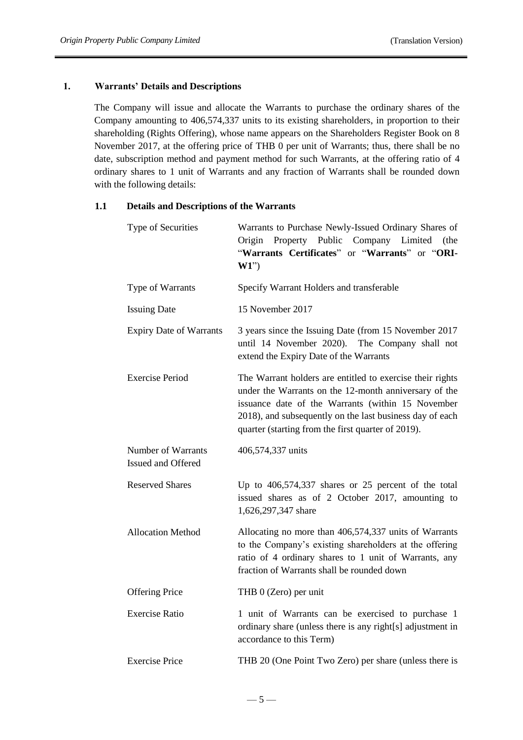## 1. Warrants' Details and Descriptions

The Company will issue and allocate the Warrants to purchase the ordinary shares of the Company amounting to 406,574,337 units to its existing shareholders, in proportion to their shareholding (Rights Offering), whose name appears on the Shareholders Register Book on 8 November 2017, at the offering price of THB 0 per unit of Warrants; thus, there shall be no date, subscription method and payment method for such Warrants, at the offering ratio of 4 ordinary shares to 1 unit of Warrants and any fraction of Warrants shall be rounded down with the following details:

### 1.1 Details and Descriptions of the Warrants

| | |
|---|---|
| Type of Securities | Warrants to Purchase Newly-Issued Ordinary Shares of Origin Property Public Company Limited (the "**Warrants Certificates**" or "**Warrants**" or "**ORI-W1**") |
| Type of Warrants | Specify Warrant Holders and transferable |
| Issuing Date | 15 November 2017 |
| Expiry Date of Warrants | 3 years since the Issuing Date (from 15 November 2017 until 14 November 2020). The Company shall not extend the Expiry Date of the Warrants |
| Exercise Period | The Warrant holders are entitled to exercise their rights under the Warrants on the 12-month anniversary of the issuance date of the Warrants (within 15 November 2018), and subsequently on the last business day of each quarter (starting from the first quarter of 2019). |
| Number of Warrants Issued and Offered | 406,574,337 units |
| Reserved Shares | Up to 406,574,337 shares or 25 percent of the total issued shares as of 2 October 2017, amounting to 1,626,297,347 share |
| Allocation Method | Allocating no more than 406,574,337 units of Warrants to the Company's existing shareholders at the offering ratio of 4 ordinary shares to 1 unit of Warrants, any fraction of Warrants shall be rounded down |
| Offering Price | THB 0 (Zero) per unit |
| Exercise Ratio | 1 unit of Warrants can be exercised to purchase 1 ordinary share (unless there is any right[s] adjustment in accordance to this Term) |
| Exercise Price | THB 20 (One Point Two Zero) per share (unless there is |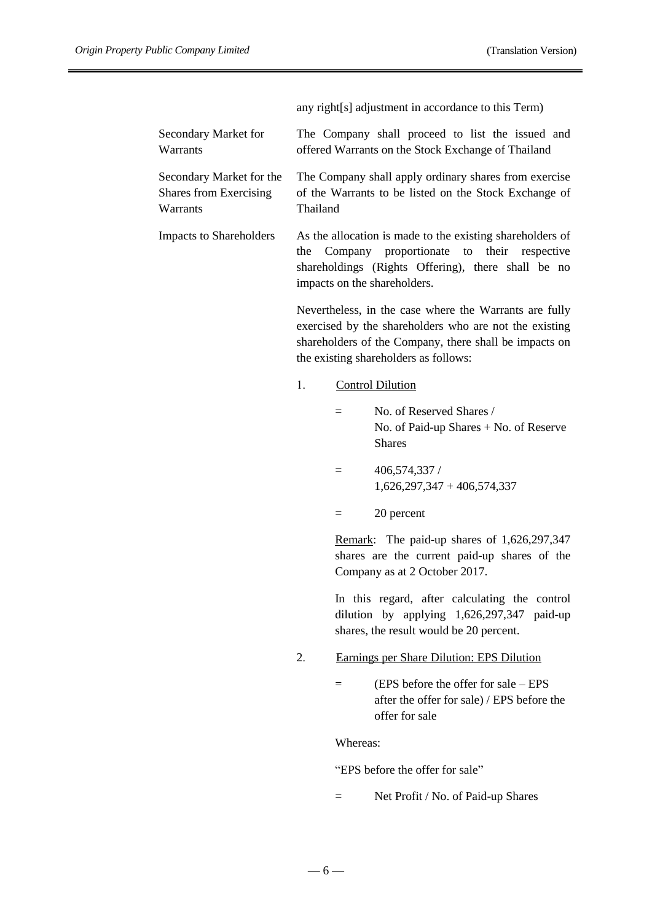| | |
|---|---|
| | any right[s] adjustment in accordance to this Term) |
| Secondary Market for Warrants | The Company shall proceed to list the issued and offered Warrants on the Stock Exchange of Thailand |
| Secondary Market for the Shares from Exercising Warrants | The Company shall apply ordinary shares from exercise of the Warrants to be listed on the Stock Exchange of Thailand |
| Impacts to Shareholders | As the allocation is made to the existing shareholders of the Company proportionate to their respective shareholdings (Rights Offering), there shall be no impacts on the shareholders. |

Nevertheless, in the case where the Warrants are fully exercised by the shareholders who are not the existing shareholders of the Company, there shall be impacts on the existing shareholders as follows:

1. Control Dilution

   = No. of Reserved Shares / No. of Paid-up Shares + No. of Reserve Shares

   = 406,574,337 / 1,626,297,347 + 406,574,337

   = 20 percent

   Remark: The paid-up shares of 1,626,297,347 shares are the current paid-up shares of the Company as at 2 October 2017.

   In this regard, after calculating the control dilution by applying 1,626,297,347 paid-up shares, the result would be 20 percent.

2. Earnings per Share Dilution: EPS Dilution

   = (EPS before the offer for sale – EPS after the offer for sale) / EPS before the offer for sale

   Whereas:

   "EPS before the offer for sale"

   = Net Profit / No. of Paid-up Shares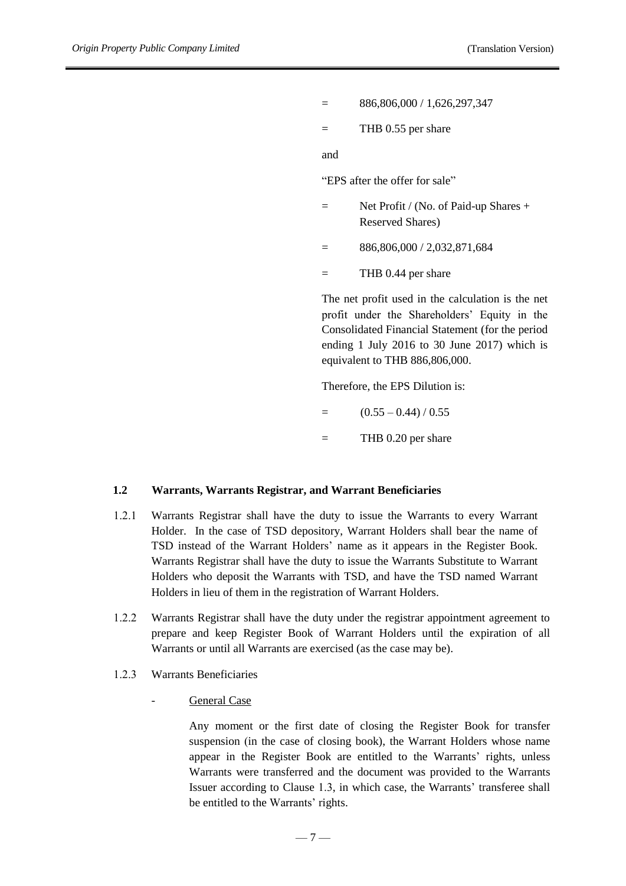= 886,806,000 / 1,626,297,347

= THB 0.55 per share

and

"EPS after the offer for sale"

= Net Profit / (No. of Paid-up Shares + Reserved Shares)

= 886,806,000 / 2,032,871,684

= THB 0.44 per share

The net profit used in the calculation is the net profit under the Shareholders' Equity in the Consolidated Financial Statement (for the period ending 1 July 2016 to 30 June 2017) which is equivalent to THB 886,806,000.

Therefore, the EPS Dilution is:

= (0.55 – 0.44) / 0.55

= THB 0.20 per share

### 1.2 Warrants, Warrants Registrar, and Warrant Beneficiaries

1.2.1 Warrants Registrar shall have the duty to issue the Warrants to every Warrant Holder. In the case of TSD depository, Warrant Holders shall bear the name of TSD instead of the Warrant Holders' name as it appears in the Register Book. Warrants Registrar shall have the duty to issue the Warrants Substitute to Warrant Holders who deposit the Warrants with TSD, and have the TSD named Warrant Holders in lieu of them in the registration of Warrant Holders.

1.2.2 Warrants Registrar shall have the duty under the registrar appointment agreement to prepare and keep Register Book of Warrant Holders until the expiration of all Warrants or until all Warrants are exercised (as the case may be).

1.2.3 Warrants Beneficiaries

- <u>General Case</u>

  Any moment or the first date of closing the Register Book for transfer suspension (in the case of closing book), the Warrant Holders whose name appear in the Register Book are entitled to the Warrants' rights, unless Warrants were transferred and the document was provided to the Warrants Issuer according to Clause 1.3, in which case, the Warrants' transferee shall be entitled to the Warrants' rights.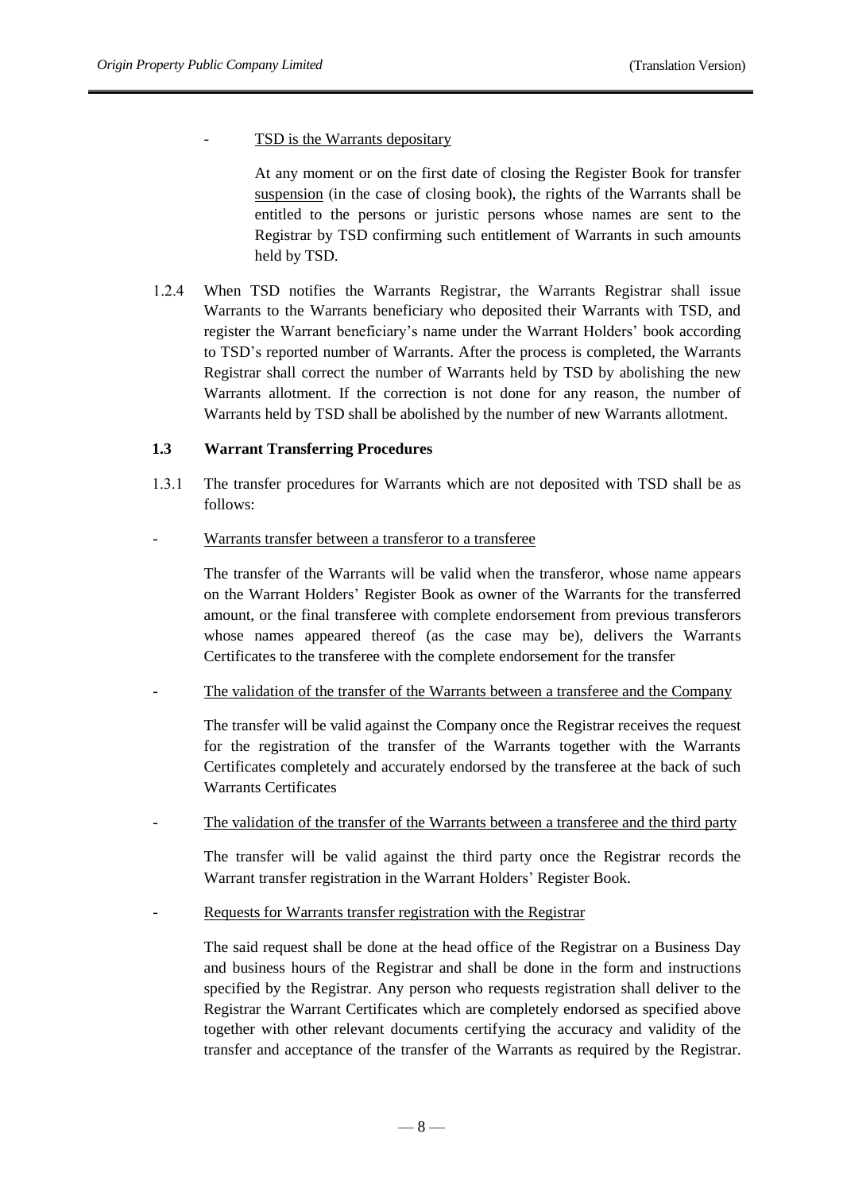- <u>TSD is the Warrants depositary</u>

  At any moment or on the first date of closing the Register Book for transfer <u>suspension</u> (in the case of closing book), the rights of the Warrants shall be entitled to the persons or juristic persons whose names are sent to the Registrar by TSD confirming such entitlement of Warrants in such amounts held by TSD.

1.2.4 When TSD notifies the Warrants Registrar, the Warrants Registrar shall issue Warrants to the Warrants beneficiary who deposited their Warrants with TSD, and register the Warrant beneficiary's name under the Warrant Holders' book according to TSD's reported number of Warrants. After the process is completed, the Warrants Registrar shall correct the number of Warrants held by TSD by abolishing the new Warrants allotment. If the correction is not done for any reason, the number of Warrants held by TSD shall be abolished by the number of new Warrants allotment.

**1.3 Warrant Transferring Procedures**

1.3.1 The transfer procedures for Warrants which are not deposited with TSD shall be as follows:

- <u>Warrants transfer between a transferor to a transferee</u>

  The transfer of the Warrants will be valid when the transferor, whose name appears on the Warrant Holders' Register Book as owner of the Warrants for the transferred amount, or the final transferee with complete endorsement from previous transferors whose names appeared thereof (as the case may be), delivers the Warrants Certificates to the transferee with the complete endorsement for the transfer

- <u>The validation of the transfer of the Warrants between a transferee and the Company</u>

  The transfer will be valid against the Company once the Registrar receives the request for the registration of the transfer of the Warrants together with the Warrants Certificates completely and accurately endorsed by the transferee at the back of such Warrants Certificates

- <u>The validation of the transfer of the Warrants between a transferee and the third party</u>

  The transfer will be valid against the third party once the Registrar records the Warrant transfer registration in the Warrant Holders' Register Book.

- <u>Requests for Warrants transfer registration with the Registrar</u>

  The said request shall be done at the head office of the Registrar on a Business Day and business hours of the Registrar and shall be done in the form and instructions specified by the Registrar. Any person who requests registration shall deliver to the Registrar the Warrant Certificates which are completely endorsed as specified above together with other relevant documents certifying the accuracy and validity of the transfer and acceptance of the transfer of the Warrants as required by the Registrar.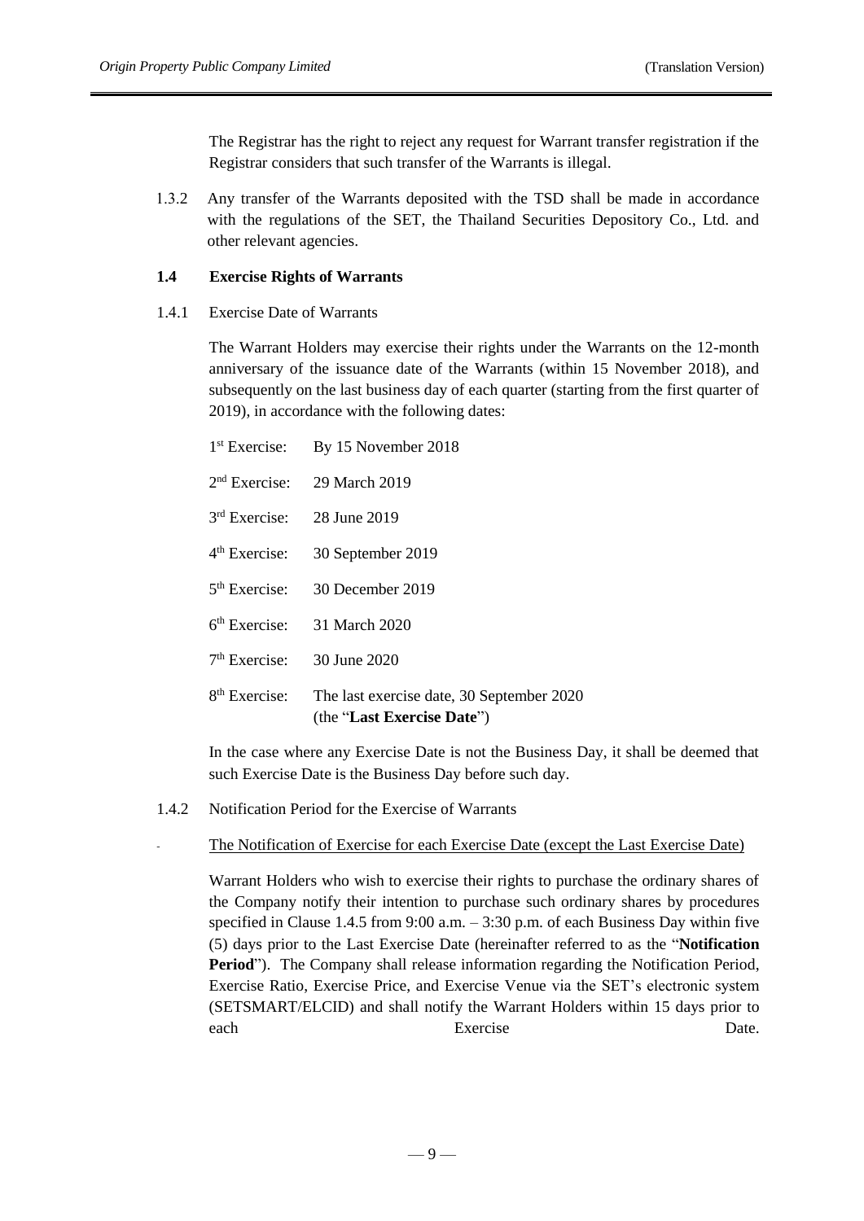The Registrar has the right to reject any request for Warrant transfer registration if the Registrar considers that such transfer of the Warrants is illegal.

1.3.2 Any transfer of the Warrants deposited with the TSD shall be made in accordance with the regulations of the SET, the Thailand Securities Depository Co., Ltd. and other relevant agencies.

### 1.4 Exercise Rights of Warrants

1.4.1 Exercise Date of Warrants

The Warrant Holders may exercise their rights under the Warrants on the 12-month anniversary of the issuance date of the Warrants (within 15 November 2018), and subsequently on the last business day of each quarter (starting from the first quarter of 2019), in accordance with the following dates:

| | |
|---|---|
| 1st Exercise: | By 15 November 2018 |
| 2nd Exercise: | 29 March 2019 |
| 3rd Exercise: | 28 June 2019 |
| 4th Exercise: | 30 September 2019 |
| 5th Exercise: | 30 December 2019 |
| 6th Exercise: | 31 March 2020 |
| 7th Exercise: | 30 June 2020 |
| 8th Exercise: | The last exercise date, 30 September 2020 (the "**Last Exercise Date**") |

In the case where any Exercise Date is not the Business Day, it shall be deemed that such Exercise Date is the Business Day before such day.

1.4.2 Notification Period for the Exercise of Warrants

- The Notification of Exercise for each Exercise Date (except the Last Exercise Date)

Warrant Holders who wish to exercise their rights to purchase the ordinary shares of the Company notify their intention to purchase such ordinary shares by procedures specified in Clause 1.4.5 from 9:00 a.m. – 3:30 p.m. of each Business Day within five (5) days prior to the Last Exercise Date (hereinafter referred to as the "**Notification Period**"). The Company shall release information regarding the Notification Period, Exercise Ratio, Exercise Price, and Exercise Venue via the SET's electronic system (SETSMART/ELCID) and shall notify the Warrant Holders within 15 days prior to each Exercise Date.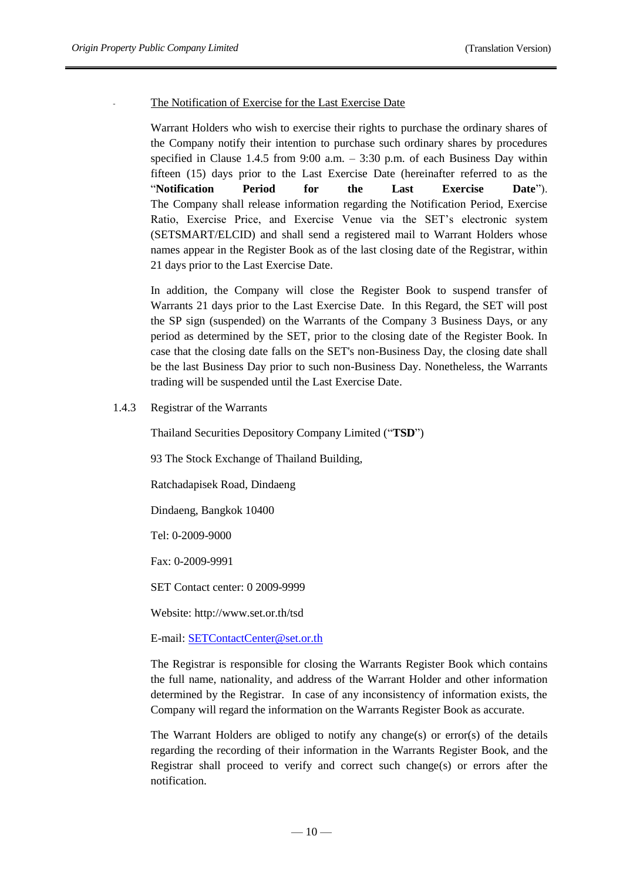- The Notification of Exercise for the Last Exercise Date

Warrant Holders who wish to exercise their rights to purchase the ordinary shares of the Company notify their intention to purchase such ordinary shares by procedures specified in Clause 1.4.5 from 9:00 a.m. – 3:30 p.m. of each Business Day within fifteen (15) days prior to the Last Exercise Date (hereinafter referred to as the "**Notification Period for the Last Exercise Date**"). The Company shall release information regarding the Notification Period, Exercise Ratio, Exercise Price, and Exercise Venue via the SET's electronic system (SETSMART/ELCID) and shall send a registered mail to Warrant Holders whose names appear in the Register Book as of the last closing date of the Registrar, within 21 days prior to the Last Exercise Date.

In addition, the Company will close the Register Book to suspend transfer of Warrants 21 days prior to the Last Exercise Date. In this Regard, the SET will post the SP sign (suspended) on the Warrants of the Company 3 Business Days, or any period as determined by the SET, prior to the closing date of the Register Book. In case that the closing date falls on the SET's non-Business Day, the closing date shall be the last Business Day prior to such non-Business Day. Nonetheless, the Warrants trading will be suspended until the Last Exercise Date.

1.4.3 Registrar of the Warrants

Thailand Securities Depository Company Limited ("**TSD**")

93 The Stock Exchange of Thailand Building,

Ratchadapisek Road, Dindaeng

Dindaeng, Bangkok 10400

Tel: 0-2009-9000

Fax: 0-2009-9991

SET Contact center: 0 2009-9999

Website: http://www.set.or.th/tsd

E-mail: SETContactCenter@set.or.th

The Registrar is responsible for closing the Warrants Register Book which contains the full name, nationality, and address of the Warrant Holder and other information determined by the Registrar. In case of any inconsistency of information exists, the Company will regard the information on the Warrants Register Book as accurate.

The Warrant Holders are obliged to notify any change(s) or error(s) of the details regarding the recording of their information in the Warrants Register Book, and the Registrar shall proceed to verify and correct such change(s) or errors after the notification.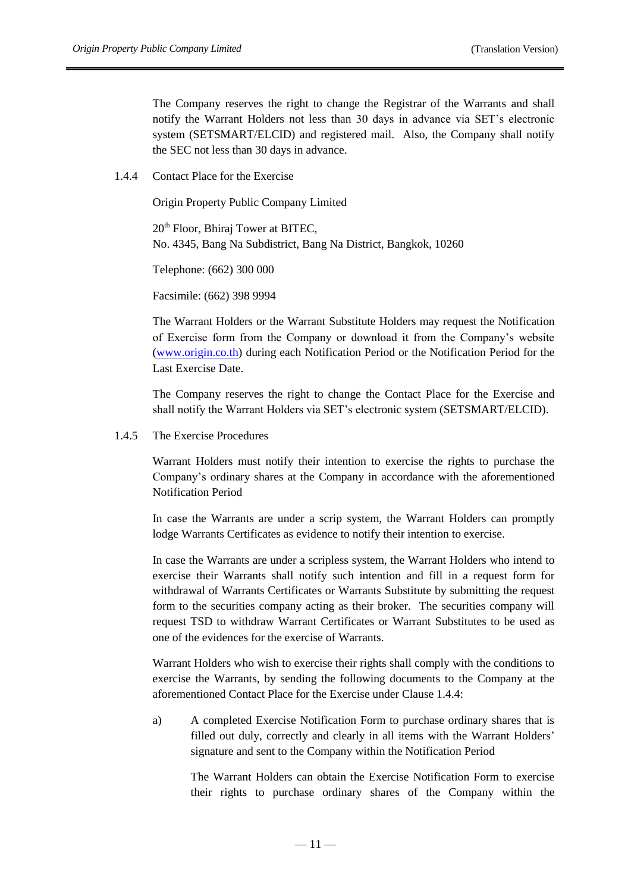The Company reserves the right to change the Registrar of the Warrants and shall notify the Warrant Holders not less than 30 days in advance via SET's electronic system (SETSMART/ELCID) and registered mail. Also, the Company shall notify the SEC not less than 30 days in advance.

1.4.4 Contact Place for the Exercise

Origin Property Public Company Limited

20th Floor, Bhiraj Tower at BITEC,
No. 4345, Bang Na Subdistrict, Bang Na District, Bangkok, 10260

Telephone: (662) 300 000

Facsimile: (662) 398 9994

The Warrant Holders or the Warrant Substitute Holders may request the Notification of Exercise form from the Company or download it from the Company's website (www.origin.co.th) during each Notification Period or the Notification Period for the Last Exercise Date.

The Company reserves the right to change the Contact Place for the Exercise and shall notify the Warrant Holders via SET's electronic system (SETSMART/ELCID).

1.4.5 The Exercise Procedures

Warrant Holders must notify their intention to exercise the rights to purchase the Company's ordinary shares at the Company in accordance with the aforementioned Notification Period

In case the Warrants are under a scrip system, the Warrant Holders can promptly lodge Warrants Certificates as evidence to notify their intention to exercise.

In case the Warrants are under a scripless system, the Warrant Holders who intend to exercise their Warrants shall notify such intention and fill in a request form for withdrawal of Warrants Certificates or Warrants Substitute by submitting the request form to the securities company acting as their broker. The securities company will request TSD to withdraw Warrant Certificates or Warrant Substitutes to be used as one of the evidences for the exercise of Warrants.

Warrant Holders who wish to exercise their rights shall comply with the conditions to exercise the Warrants, by sending the following documents to the Company at the aforementioned Contact Place for the Exercise under Clause 1.4.4:

a) A completed Exercise Notification Form to purchase ordinary shares that is filled out duly, correctly and clearly in all items with the Warrant Holders' signature and sent to the Company within the Notification Period

   The Warrant Holders can obtain the Exercise Notification Form to exercise their rights to purchase ordinary shares of the Company within the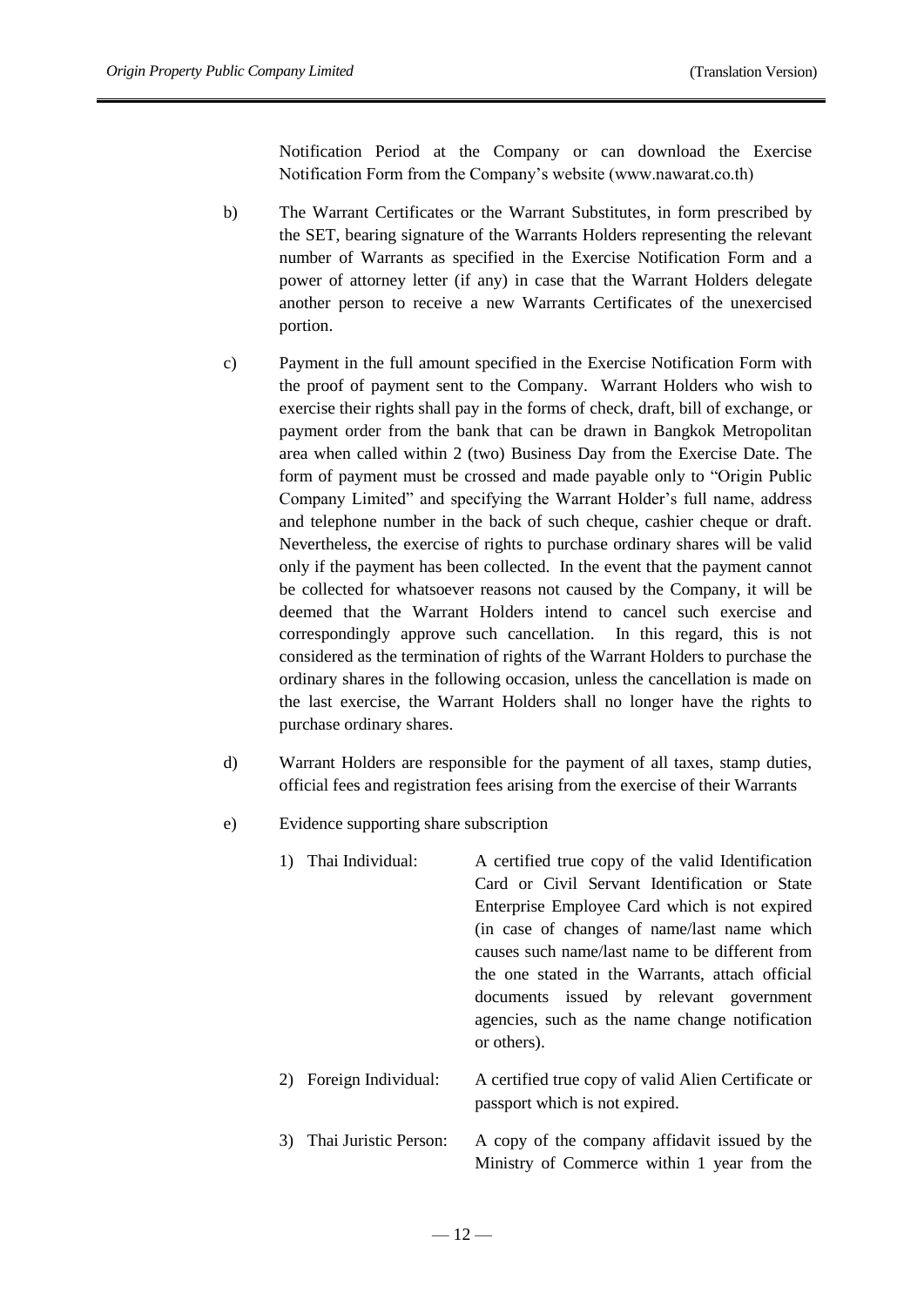Notification Period at the Company or can download the Exercise Notification Form from the Company's website (www.nawarat.co.th)

b) The Warrant Certificates or the Warrant Substitutes, in form prescribed by the SET, bearing signature of the Warrants Holders representing the relevant number of Warrants as specified in the Exercise Notification Form and a power of attorney letter (if any) in case that the Warrant Holders delegate another person to receive a new Warrants Certificates of the unexercised portion.

c) Payment in the full amount specified in the Exercise Notification Form with the proof of payment sent to the Company. Warrant Holders who wish to exercise their rights shall pay in the forms of check, draft, bill of exchange, or payment order from the bank that can be drawn in Bangkok Metropolitan area when called within 2 (two) Business Day from the Exercise Date. The form of payment must be crossed and made payable only to "Origin Public Company Limited" and specifying the Warrant Holder's full name, address and telephone number in the back of such cheque, cashier cheque or draft. Nevertheless, the exercise of rights to purchase ordinary shares will be valid only if the payment has been collected. In the event that the payment cannot be collected for whatsoever reasons not caused by the Company, it will be deemed that the Warrant Holders intend to cancel such exercise and correspondingly approve such cancellation. In this regard, this is not considered as the termination of rights of the Warrant Holders to purchase the ordinary shares in the following occasion, unless the cancellation is made on the last exercise, the Warrant Holders shall no longer have the rights to purchase ordinary shares.

d) Warrant Holders are responsible for the payment of all taxes, stamp duties, official fees and registration fees arising from the exercise of their Warrants

e) Evidence supporting share subscription

1) Thai Individual: A certified true copy of the valid Identification Card or Civil Servant Identification or State Enterprise Employee Card which is not expired (in case of changes of name/last name which causes such name/last name to be different from the one stated in the Warrants, attach official documents issued by relevant government agencies, such as the name change notification or others).

2) Foreign Individual: A certified true copy of valid Alien Certificate or passport which is not expired.

3) Thai Juristic Person: A copy of the company affidavit issued by the Ministry of Commerce within 1 year from the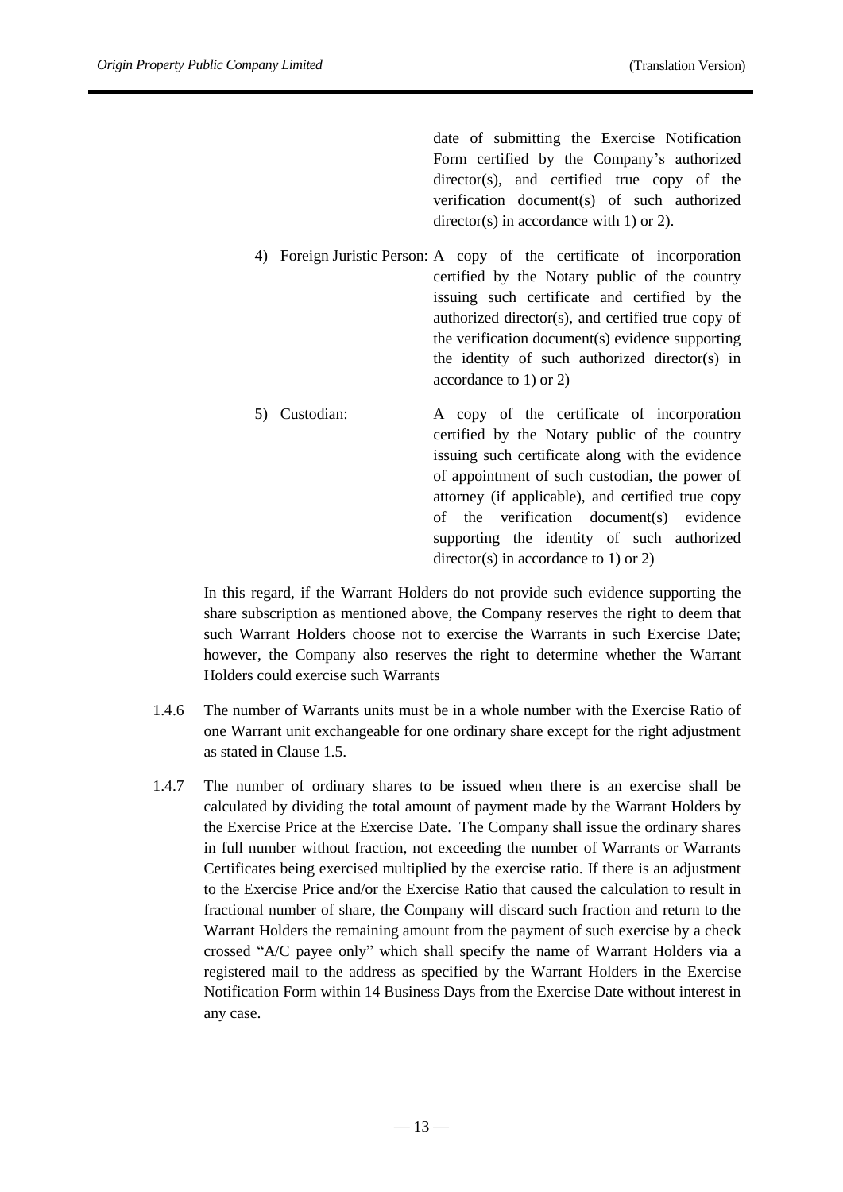date of submitting the Exercise Notification Form certified by the Company's authorized director(s), and certified true copy of the verification document(s) of such authorized director(s) in accordance with 1) or 2).

4) Foreign Juristic Person: A copy of the certificate of incorporation certified by the Notary public of the country issuing such certificate and certified by the authorized director(s), and certified true copy of the verification document(s) evidence supporting the identity of such authorized director(s) in accordance to 1) or 2)

5) Custodian: A copy of the certificate of incorporation certified by the Notary public of the country issuing such certificate along with the evidence of appointment of such custodian, the power of attorney (if applicable), and certified true copy of the verification document(s) evidence supporting the identity of such authorized director(s) in accordance to 1) or 2)

In this regard, if the Warrant Holders do not provide such evidence supporting the share subscription as mentioned above, the Company reserves the right to deem that such Warrant Holders choose not to exercise the Warrants in such Exercise Date; however, the Company also reserves the right to determine whether the Warrant Holders could exercise such Warrants

1.4.6 The number of Warrants units must be in a whole number with the Exercise Ratio of one Warrant unit exchangeable for one ordinary share except for the right adjustment as stated in Clause 1.5.

1.4.7 The number of ordinary shares to be issued when there is an exercise shall be calculated by dividing the total amount of payment made by the Warrant Holders by the Exercise Price at the Exercise Date. The Company shall issue the ordinary shares in full number without fraction, not exceeding the number of Warrants or Warrants Certificates being exercised multiplied by the exercise ratio. If there is an adjustment to the Exercise Price and/or the Exercise Ratio that caused the calculation to result in fractional number of share, the Company will discard such fraction and return to the Warrant Holders the remaining amount from the payment of such exercise by a check crossed "A/C payee only" which shall specify the name of Warrant Holders via a registered mail to the address as specified by the Warrant Holders in the Exercise Notification Form within 14 Business Days from the Exercise Date without interest in any case.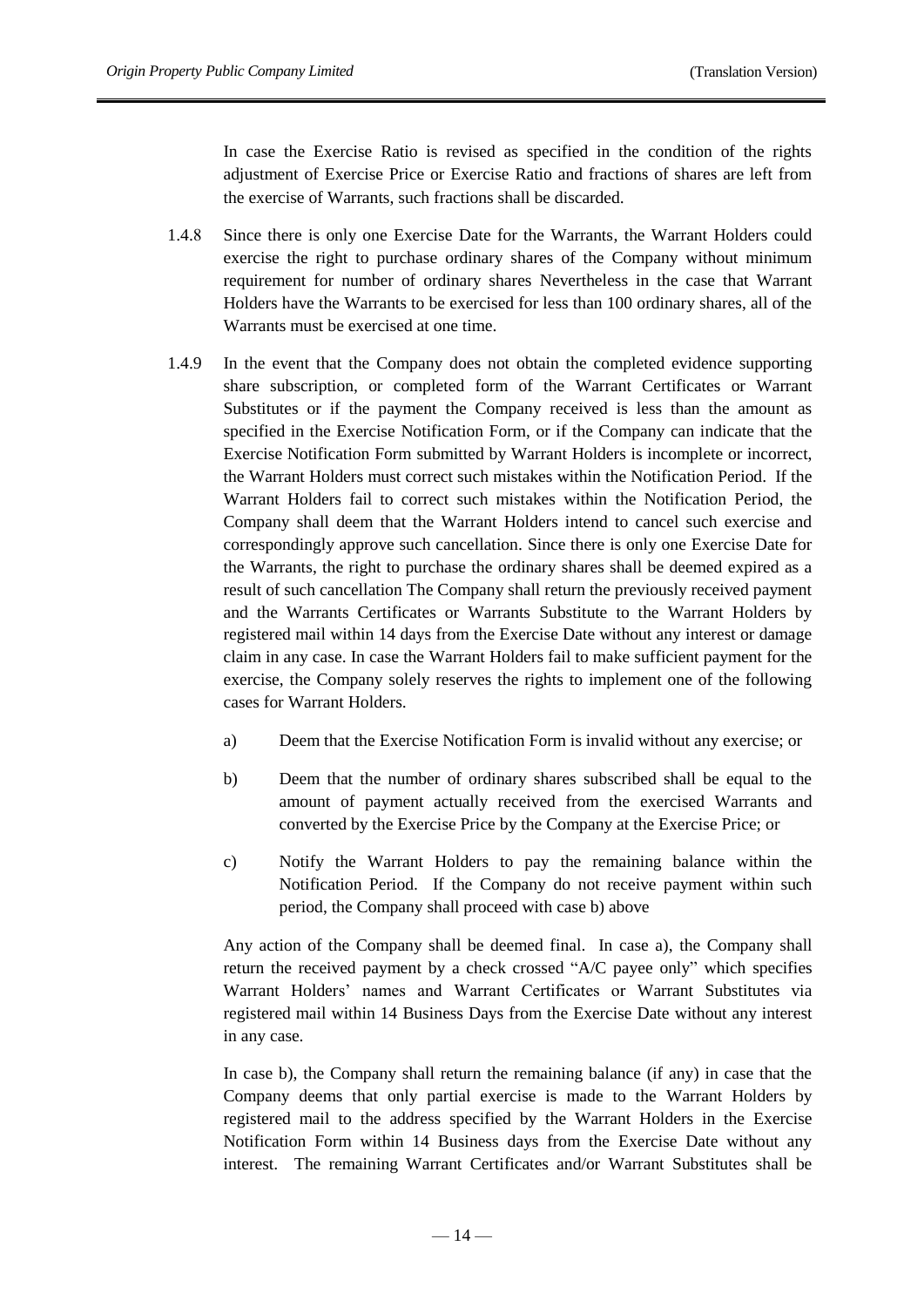In case the Exercise Ratio is revised as specified in the condition of the rights adjustment of Exercise Price or Exercise Ratio and fractions of shares are left from the exercise of Warrants, such fractions shall be discarded.

1.4.8 Since there is only one Exercise Date for the Warrants, the Warrant Holders could exercise the right to purchase ordinary shares of the Company without minimum requirement for number of ordinary shares Nevertheless in the case that Warrant Holders have the Warrants to be exercised for less than 100 ordinary shares, all of the Warrants must be exercised at one time.

1.4.9 In the event that the Company does not obtain the completed evidence supporting share subscription, or completed form of the Warrant Certificates or Warrant Substitutes or if the payment the Company received is less than the amount as specified in the Exercise Notification Form, or if the Company can indicate that the Exercise Notification Form submitted by Warrant Holders is incomplete or incorrect, the Warrant Holders must correct such mistakes within the Notification Period. If the Warrant Holders fail to correct such mistakes within the Notification Period, the Company shall deem that the Warrant Holders intend to cancel such exercise and correspondingly approve such cancellation. Since there is only one Exercise Date for the Warrants, the right to purchase the ordinary shares shall be deemed expired as a result of such cancellation The Company shall return the previously received payment and the Warrants Certificates or Warrants Substitute to the Warrant Holders by registered mail within 14 days from the Exercise Date without any interest or damage claim in any case. In case the Warrant Holders fail to make sufficient payment for the exercise, the Company solely reserves the rights to implement one of the following cases for Warrant Holders.

a) Deem that the Exercise Notification Form is invalid without any exercise; or

b) Deem that the number of ordinary shares subscribed shall be equal to the amount of payment actually received from the exercised Warrants and converted by the Exercise Price by the Company at the Exercise Price; or

c) Notify the Warrant Holders to pay the remaining balance within the Notification Period. If the Company do not receive payment within such period, the Company shall proceed with case b) above

Any action of the Company shall be deemed final. In case a), the Company shall return the received payment by a check crossed "A/C payee only" which specifies Warrant Holders' names and Warrant Certificates or Warrant Substitutes via registered mail within 14 Business Days from the Exercise Date without any interest in any case.

In case b), the Company shall return the remaining balance (if any) in case that the Company deems that only partial exercise is made to the Warrant Holders by registered mail to the address specified by the Warrant Holders in the Exercise Notification Form within 14 Business days from the Exercise Date without any interest. The remaining Warrant Certificates and/or Warrant Substitutes shall be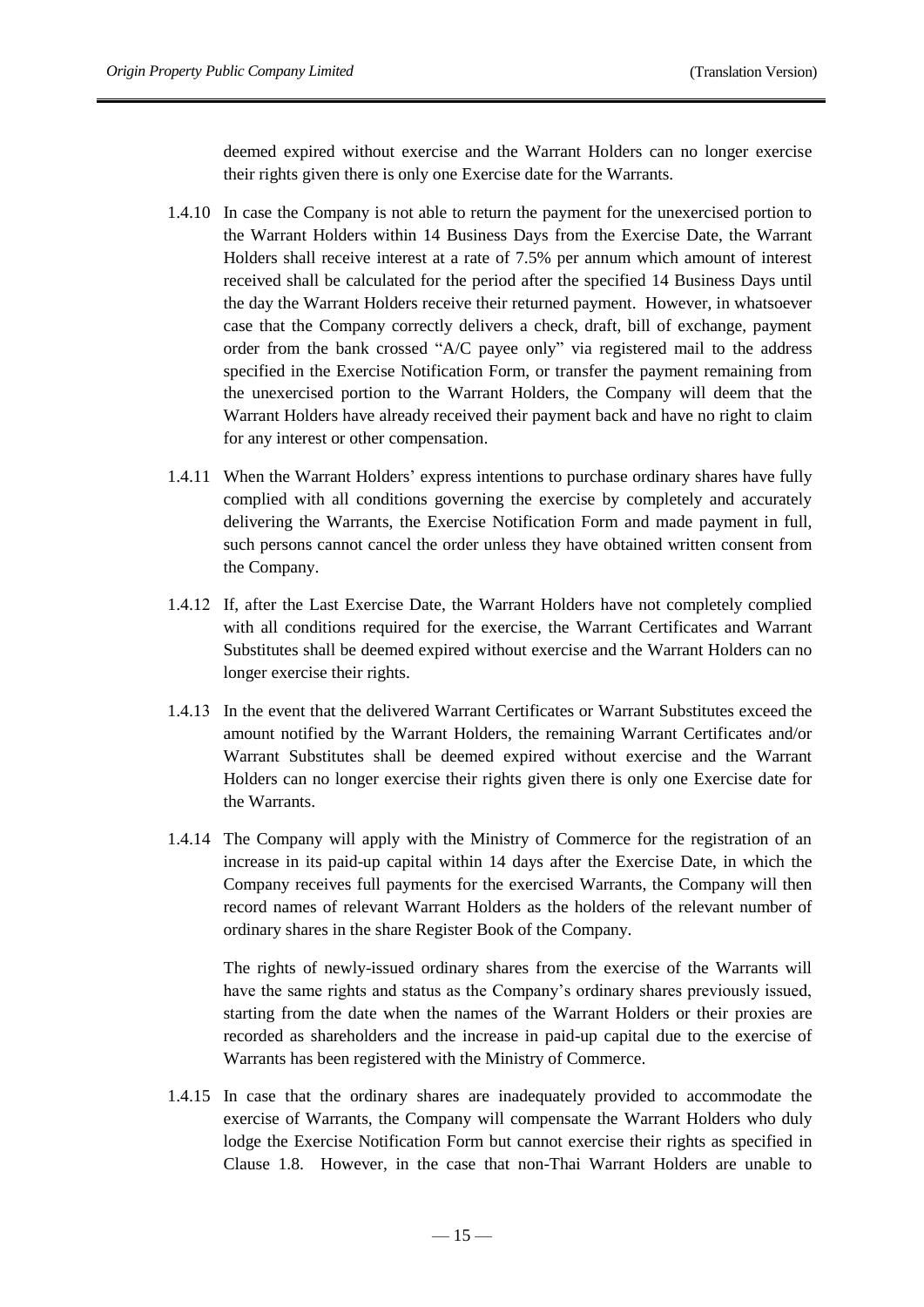deemed expired without exercise and the Warrant Holders can no longer exercise their rights given there is only one Exercise date for the Warrants.

1.4.10 In case the Company is not able to return the payment for the unexercised portion to the Warrant Holders within 14 Business Days from the Exercise Date, the Warrant Holders shall receive interest at a rate of 7.5% per annum which amount of interest received shall be calculated for the period after the specified 14 Business Days until the day the Warrant Holders receive their returned payment. However, in whatsoever case that the Company correctly delivers a check, draft, bill of exchange, payment order from the bank crossed "A/C payee only" via registered mail to the address specified in the Exercise Notification Form, or transfer the payment remaining from the unexercised portion to the Warrant Holders, the Company will deem that the Warrant Holders have already received their payment back and have no right to claim for any interest or other compensation.

1.4.11 When the Warrant Holders' express intentions to purchase ordinary shares have fully complied with all conditions governing the exercise by completely and accurately delivering the Warrants, the Exercise Notification Form and made payment in full, such persons cannot cancel the order unless they have obtained written consent from the Company.

1.4.12 If, after the Last Exercise Date, the Warrant Holders have not completely complied with all conditions required for the exercise, the Warrant Certificates and Warrant Substitutes shall be deemed expired without exercise and the Warrant Holders can no longer exercise their rights.

1.4.13 In the event that the delivered Warrant Certificates or Warrant Substitutes exceed the amount notified by the Warrant Holders, the remaining Warrant Certificates and/or Warrant Substitutes shall be deemed expired without exercise and the Warrant Holders can no longer exercise their rights given there is only one Exercise date for the Warrants.

1.4.14 The Company will apply with the Ministry of Commerce for the registration of an increase in its paid-up capital within 14 days after the Exercise Date, in which the Company receives full payments for the exercised Warrants, the Company will then record names of relevant Warrant Holders as the holders of the relevant number of ordinary shares in the share Register Book of the Company.

The rights of newly-issued ordinary shares from the exercise of the Warrants will have the same rights and status as the Company's ordinary shares previously issued, starting from the date when the names of the Warrant Holders or their proxies are recorded as shareholders and the increase in paid-up capital due to the exercise of Warrants has been registered with the Ministry of Commerce.

1.4.15 In case that the ordinary shares are inadequately provided to accommodate the exercise of Warrants, the Company will compensate the Warrant Holders who duly lodge the Exercise Notification Form but cannot exercise their rights as specified in Clause 1.8. However, in the case that non-Thai Warrant Holders are unable to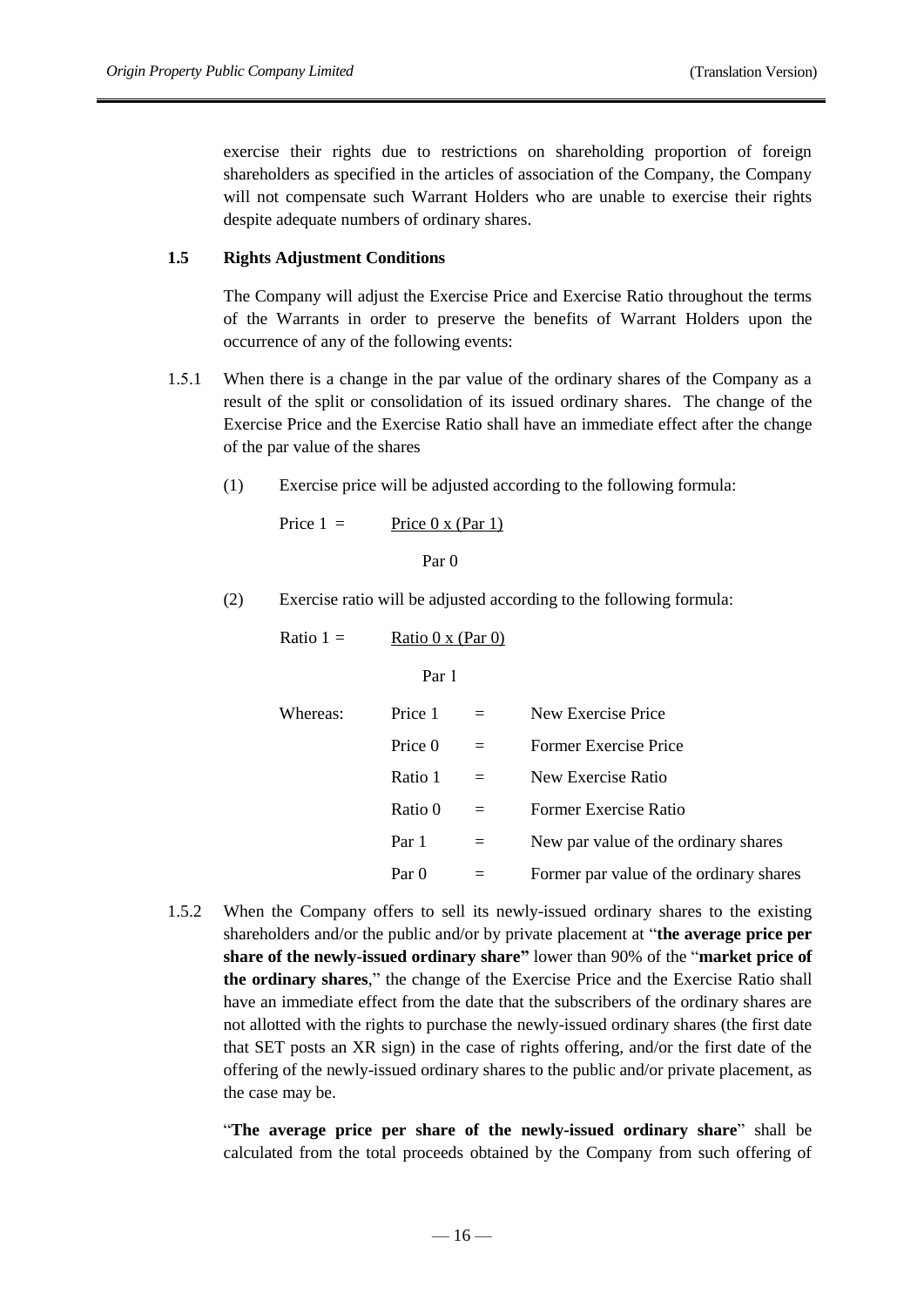exercise their rights due to restrictions on shareholding proportion of foreign shareholders as specified in the articles of association of the Company, the Company will not compensate such Warrant Holders who are unable to exercise their rights despite adequate numbers of ordinary shares.

**1.5 Rights Adjustment Conditions**

The Company will adjust the Exercise Price and Exercise Ratio throughout the terms of the Warrants in order to preserve the benefits of Warrant Holders upon the occurrence of any of the following events:

1.5.1 When there is a change in the par value of the ordinary shares of the Company as a result of the split or consolidation of its issued ordinary shares. The change of the Exercise Price and the Exercise Ratio shall have an immediate effect after the change of the par value of the shares

(1) Exercise price will be adjusted according to the following formula:

$$\text{Price 1} = \frac{\text{Price 0} \times (\text{Par 1})}{\text{Par 0}}$$

(2) Exercise ratio will be adjusted according to the following formula:

$$\text{Ratio 1} = \frac{\text{Ratio 0} \times (\text{Par 0})}{\text{Par 1}}$$

Whereas:

| | | |
|---|---|---|
| Price 1 | = | New Exercise Price |
| Price 0 | = | Former Exercise Price |
| Ratio 1 | = | New Exercise Ratio |
| Ratio 0 | = | Former Exercise Ratio |
| Par 1 | = | New par value of the ordinary shares |
| Par 0 | = | Former par value of the ordinary shares |

1.5.2 When the Company offers to sell its newly-issued ordinary shares to the existing shareholders and/or the public and/or by private placement at "**the average price per share of the newly-issued ordinary share"** lower than 90% of the "**market price of the ordinary shares**," the change of the Exercise Price and the Exercise Ratio shall have an immediate effect from the date that the subscribers of the ordinary shares are not allotted with the rights to purchase the newly-issued ordinary shares (the first date that SET posts an XR sign) in the case of rights offering, and/or the first date of the offering of the newly-issued ordinary shares to the public and/or private placement, as the case may be.

"**The average price per share of the newly-issued ordinary share**" shall be calculated from the total proceeds obtained by the Company from such offering of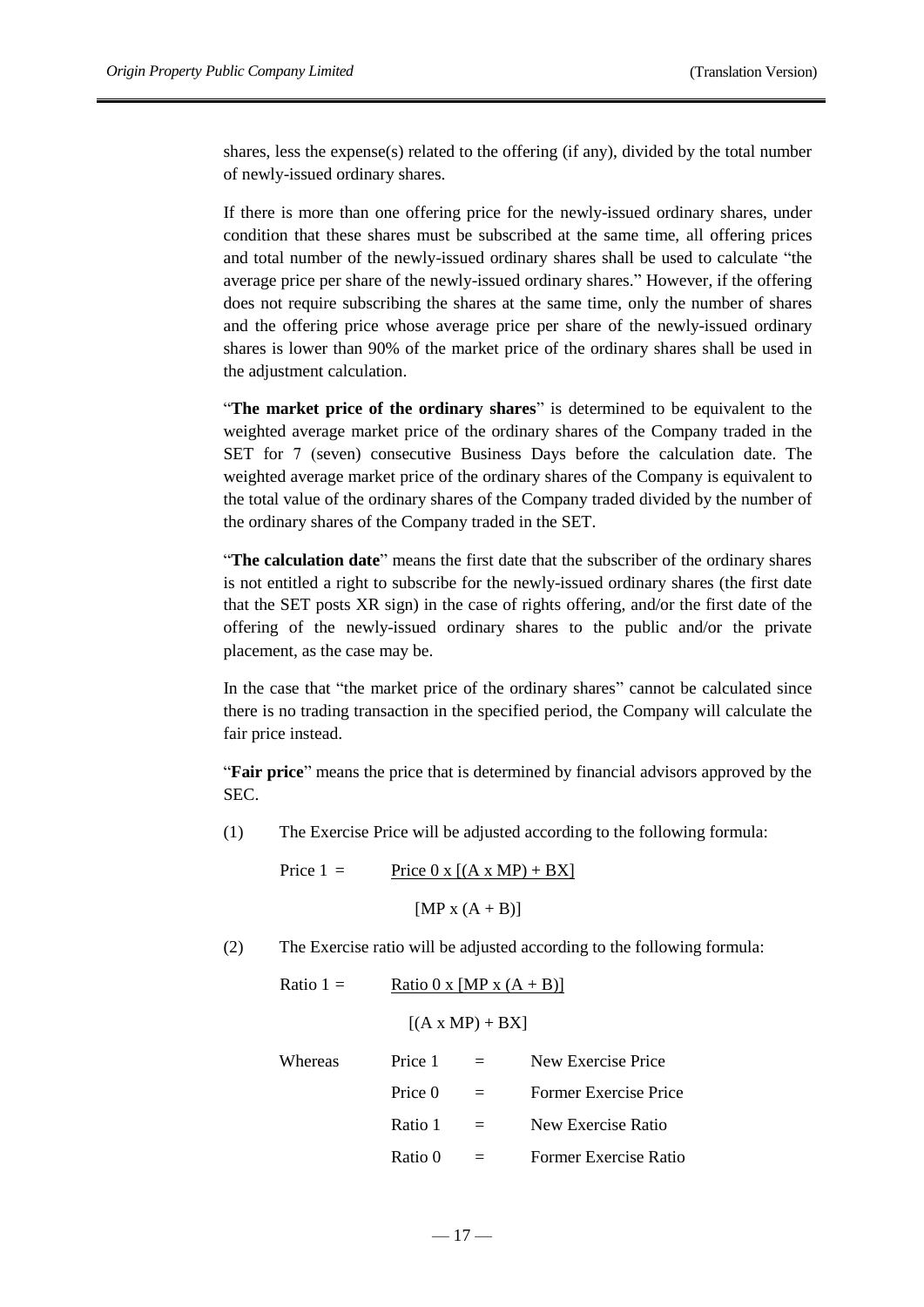shares, less the expense(s) related to the offering (if any), divided by the total number of newly-issued ordinary shares.

If there is more than one offering price for the newly-issued ordinary shares, under condition that these shares must be subscribed at the same time, all offering prices and total number of the newly-issued ordinary shares shall be used to calculate "the average price per share of the newly-issued ordinary shares." However, if the offering does not require subscribing the shares at the same time, only the number of shares and the offering price whose average price per share of the newly-issued ordinary shares is lower than 90% of the market price of the ordinary shares shall be used in the adjustment calculation.

"**The market price of the ordinary shares**" is determined to be equivalent to the weighted average market price of the ordinary shares of the Company traded in the SET for 7 (seven) consecutive Business Days before the calculation date. The weighted average market price of the ordinary shares of the Company is equivalent to the total value of the ordinary shares of the Company traded divided by the number of the ordinary shares of the Company traded in the SET.

"**The calculation date**" means the first date that the subscriber of the ordinary shares is not entitled a right to subscribe for the newly-issued ordinary shares (the first date that the SET posts XR sign) in the case of rights offering, and/or the first date of the offering of the newly-issued ordinary shares to the public and/or the private placement, as the case may be.

In the case that "the market price of the ordinary shares" cannot be calculated since there is no trading transaction in the specified period, the Company will calculate the fair price instead.

"**Fair price**" means the price that is determined by financial advisors approved by the SEC.

(1) The Exercise Price will be adjusted according to the following formula:

$$\text{Price 1} = \frac{\text{Price 0} \times [(A \times MP) + BX]}{[MP \times (A + B)]}$$

(2) The Exercise ratio will be adjusted according to the following formula:

$$\text{Ratio 1} = \frac{\text{Ratio 0} \times [MP \times (A + B)]}{[(A \times MP) + BX]}$$

Whereas

| | | |
|---|---|---|
| Price 1 | = | New Exercise Price |
| Price 0 | = | Former Exercise Price |
| Ratio 1 | = | New Exercise Ratio |
| Ratio 0 | = | Former Exercise Ratio |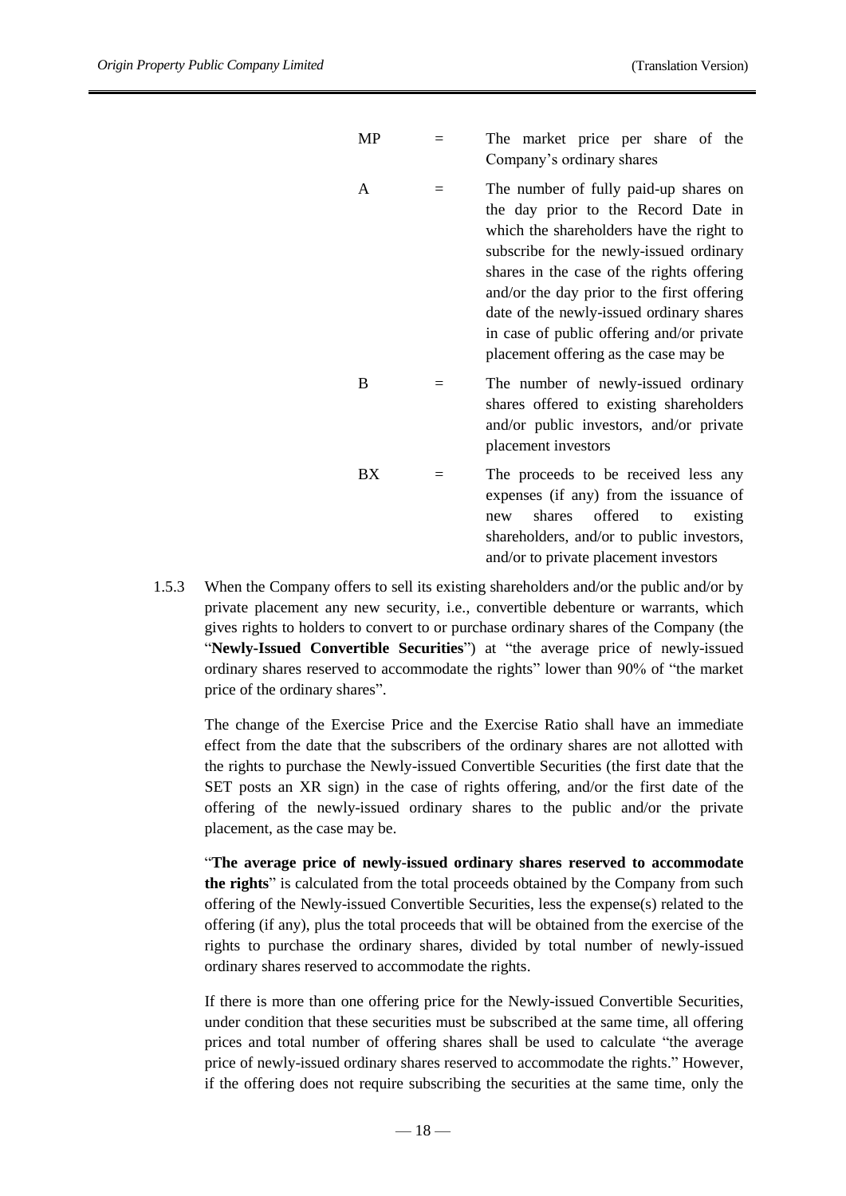| | | |
|---|---|---|
| MP | = | The market price per share of the Company's ordinary shares |
| A | = | The number of fully paid-up shares on the day prior to the Record Date in which the shareholders have the right to subscribe for the newly-issued ordinary shares in the case of the rights offering and/or the day prior to the first offering date of the newly-issued ordinary shares in case of public offering and/or private placement offering as the case may be |
| B | = | The number of newly-issued ordinary shares offered to existing shareholders and/or public investors, and/or private placement investors |
| BX | = | The proceeds to be received less any expenses (if any) from the issuance of new shares offered to existing shareholders, and/or to public investors, and/or to private placement investors |

1.5.3 When the Company offers to sell its existing shareholders and/or the public and/or by private placement any new security, i.e., convertible debenture or warrants, which gives rights to holders to convert to or purchase ordinary shares of the Company (the "**Newly-Issued Convertible Securities**") at "the average price of newly-issued ordinary shares reserved to accommodate the rights" lower than 90% of "the market price of the ordinary shares".

The change of the Exercise Price and the Exercise Ratio shall have an immediate effect from the date that the subscribers of the ordinary shares are not allotted with the rights to purchase the Newly-issued Convertible Securities (the first date that the SET posts an XR sign) in the case of rights offering, and/or the first date of the offering of the newly-issued ordinary shares to the public and/or the private placement, as the case may be.

"**The average price of newly-issued ordinary shares reserved to accommodate the rights**" is calculated from the total proceeds obtained by the Company from such offering of the Newly-issued Convertible Securities, less the expense(s) related to the offering (if any), plus the total proceeds that will be obtained from the exercise of the rights to purchase the ordinary shares, divided by total number of newly-issued ordinary shares reserved to accommodate the rights.

If there is more than one offering price for the Newly-issued Convertible Securities, under condition that these securities must be subscribed at the same time, all offering prices and total number of offering shares shall be used to calculate "the average price of newly-issued ordinary shares reserved to accommodate the rights." However, if the offering does not require subscribing the securities at the same time, only the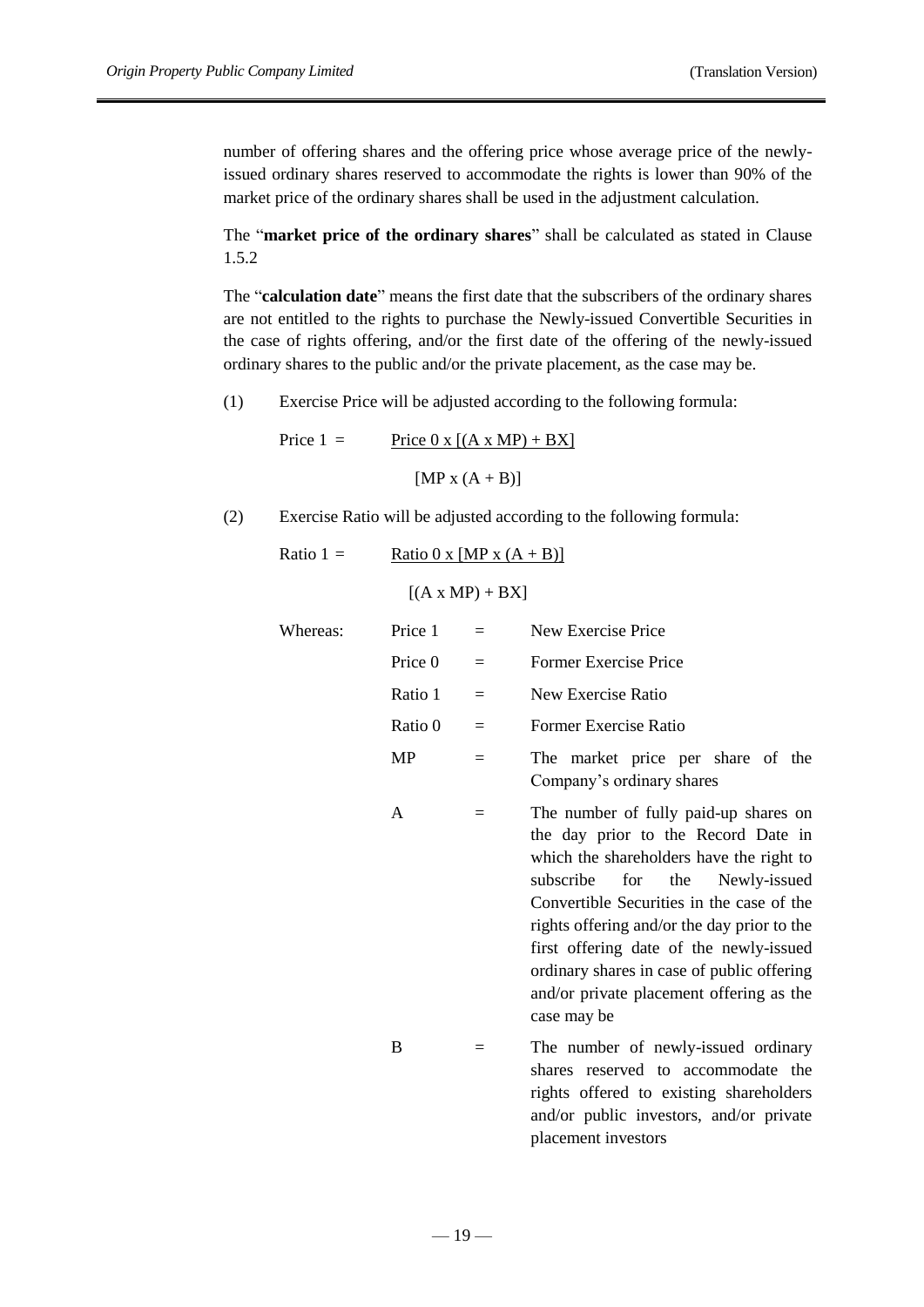number of offering shares and the offering price whose average price of the newly-issued ordinary shares reserved to accommodate the rights is lower than 90% of the market price of the ordinary shares shall be used in the adjustment calculation.

The "**market price of the ordinary shares**" shall be calculated as stated in Clause 1.5.2

The "**calculation date**" means the first date that the subscribers of the ordinary shares are not entitled to the rights to purchase the Newly-issued Convertible Securities in the case of rights offering, and/or the first date of the offering of the newly-issued ordinary shares to the public and/or the private placement, as the case may be.

(1) Exercise Price will be adjusted according to the following formula:

$$\text{Price 1} = \frac{\text{Price 0} \times [(A \times MP) + BX]}{[MP \times (A + B)]}$$

(2) Exercise Ratio will be adjusted according to the following formula:

$$\text{Ratio 1} = \frac{\text{Ratio 0} \times [MP \times (A + B)]}{[(A \times MP) + BX]}$$

Whereas:

| | | |
|---|---|---|
| Price 1 | = | New Exercise Price |
| Price 0 | = | Former Exercise Price |
| Ratio 1 | = | New Exercise Ratio |
| Ratio 0 | = | Former Exercise Ratio |
| MP | = | The market price per share of the Company's ordinary shares |
| A | = | The number of fully paid-up shares on the day prior to the Record Date in which the shareholders have the right to subscribe for the Newly-issued Convertible Securities in the case of the rights offering and/or the day prior to the first offering date of the newly-issued ordinary shares in case of public offering and/or private placement offering as the case may be |
| B | = | The number of newly-issued ordinary shares reserved to accommodate the rights offered to existing shareholders and/or public investors, and/or private placement investors |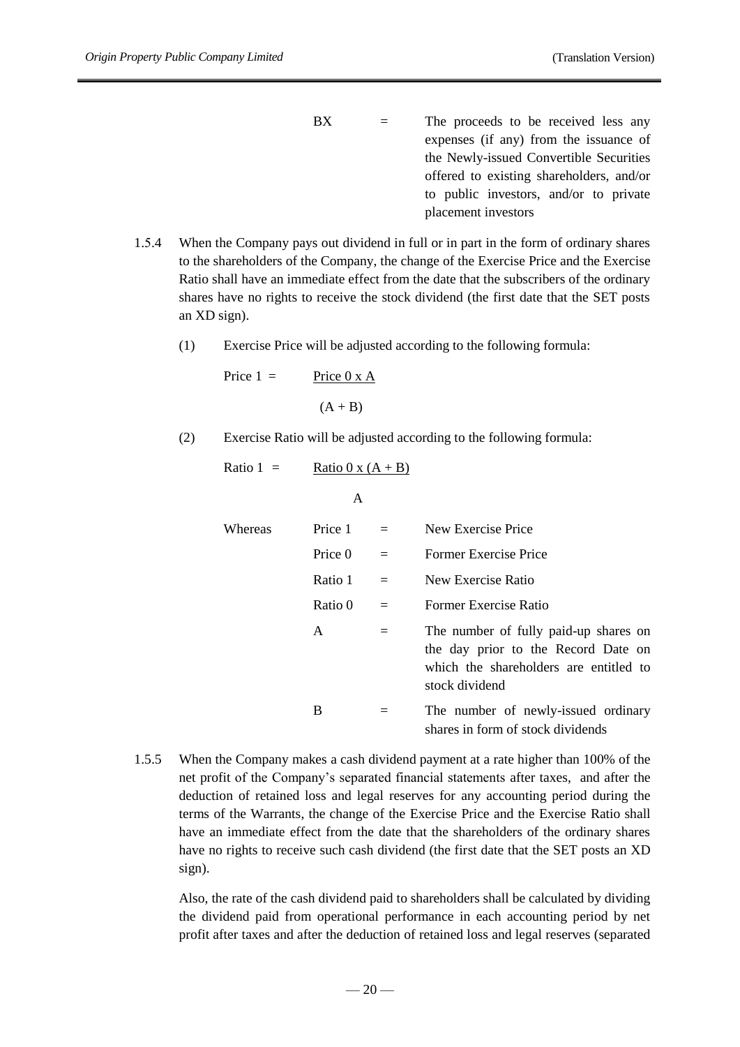| | | |
|---|---|---|
| BX | = | The proceeds to be received less any expenses (if any) from the issuance of the Newly-issued Convertible Securities offered to existing shareholders, and/or to public investors, and/or to private placement investors |

1.5.4 When the Company pays out dividend in full or in part in the form of ordinary shares to the shareholders of the Company, the change of the Exercise Price and the Exercise Ratio shall have an immediate effect from the date that the subscribers of the ordinary shares have no rights to receive the stock dividend (the first date that the SET posts an XD sign).

(1) Exercise Price will be adjusted according to the following formula:

$$\text{Price 1} = \frac{\text{Price 0} \times A}{(A + B)}$$

(2) Exercise Ratio will be adjusted according to the following formula:

$$\text{Ratio 1} = \frac{\text{Ratio 0} \times (A + B)}{A}$$

Whereas

| | | |
|---|---|---|
| Price 1 | = | New Exercise Price |
| Price 0 | = | Former Exercise Price |
| Ratio 1 | = | New Exercise Ratio |
| Ratio 0 | = | Former Exercise Ratio |
| A | = | The number of fully paid-up shares on the day prior to the Record Date on which the shareholders are entitled to stock dividend |
| B | = | The number of newly-issued ordinary shares in form of stock dividends |

1.5.5 When the Company makes a cash dividend payment at a rate higher than 100% of the net profit of the Company's separated financial statements after taxes, and after the deduction of retained loss and legal reserves for any accounting period during the terms of the Warrants, the change of the Exercise Price and the Exercise Ratio shall have an immediate effect from the date that the shareholders of the ordinary shares have no rights to receive such cash dividend (the first date that the SET posts an XD sign).

Also, the rate of the cash dividend paid to shareholders shall be calculated by dividing the dividend paid from operational performance in each accounting period by net profit after taxes and after the deduction of retained loss and legal reserves (separated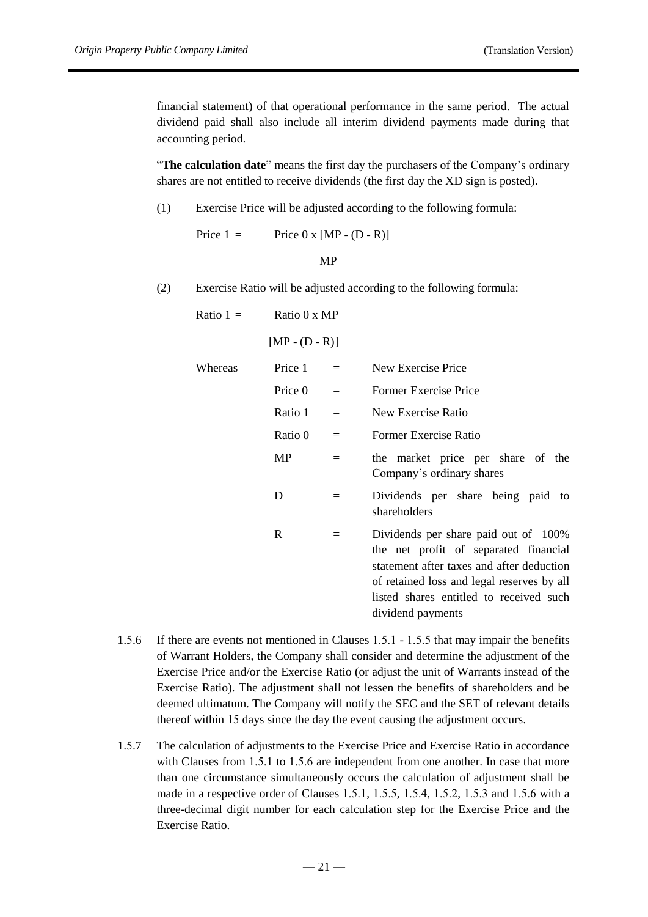financial statement) of that operational performance in the same period. The actual dividend paid shall also include all interim dividend payments made during that accounting period.

"**The calculation date**" means the first day the purchasers of the Company's ordinary shares are not entitled to receive dividends (the first day the XD sign is posted).

(1) Exercise Price will be adjusted according to the following formula:

$$\text{Price } 1 = \frac{\text{Price } 0 \times [MP - (D - R)]}{MP}$$

(2) Exercise Ratio will be adjusted according to the following formula:

$$\text{Ratio } 1 = \frac{\text{Ratio } 0 \times MP}{[MP - (D - R)]}$$

Whereas

| | | |
|---|---|---|
| Price 1 | = | New Exercise Price |
| Price 0 | = | Former Exercise Price |
| Ratio 1 | = | New Exercise Ratio |
| Ratio 0 | = | Former Exercise Ratio |
| MP | = | the market price per share of the Company's ordinary shares |
| D | = | Dividends per share being paid to shareholders |
| R | = | Dividends per share paid out of 100% the net profit of separated financial statement after taxes and after deduction of retained loss and legal reserves by all listed shares entitled to received such dividend payments |

1.5.6 If there are events not mentioned in Clauses 1.5.1 - 1.5.5 that may impair the benefits of Warrant Holders, the Company shall consider and determine the adjustment of the Exercise Price and/or the Exercise Ratio (or adjust the unit of Warrants instead of the Exercise Ratio). The adjustment shall not lessen the benefits of shareholders and be deemed ultimatum. The Company will notify the SEC and the SET of relevant details thereof within 15 days since the day the event causing the adjustment occurs.

1.5.7 The calculation of adjustments to the Exercise Price and Exercise Ratio in accordance with Clauses from 1.5.1 to 1.5.6 are independent from one another. In case that more than one circumstance simultaneously occurs the calculation of adjustment shall be made in a respective order of Clauses 1.5.1, 1.5.5, 1.5.4, 1.5.2, 1.5.3 and 1.5.6 with a three-decimal digit number for each calculation step for the Exercise Price and the Exercise Ratio.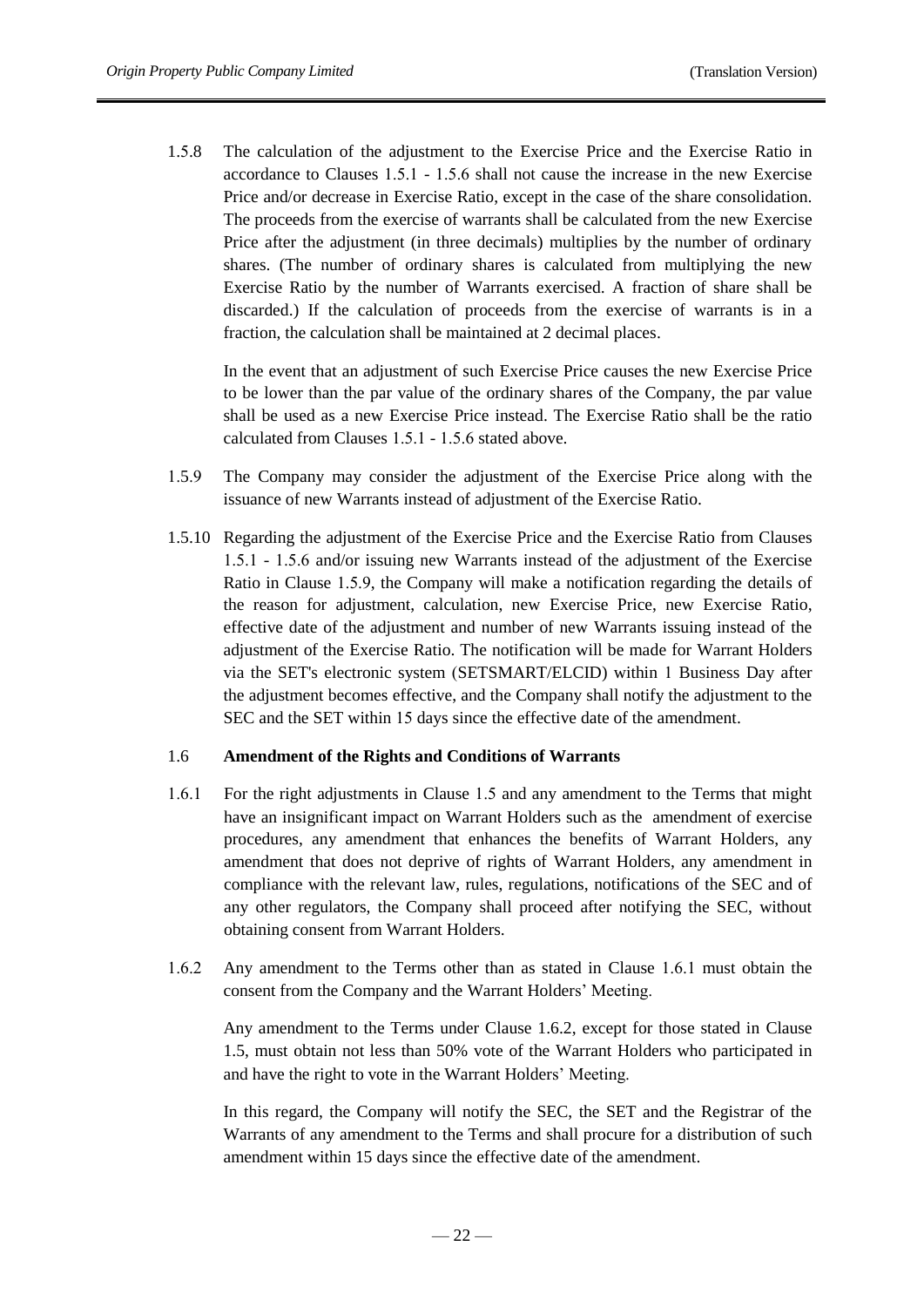1.5.8 The calculation of the adjustment to the Exercise Price and the Exercise Ratio in accordance to Clauses 1.5.1 - 1.5.6 shall not cause the increase in the new Exercise Price and/or decrease in Exercise Ratio, except in the case of the share consolidation. The proceeds from the exercise of warrants shall be calculated from the new Exercise Price after the adjustment (in three decimals) multiplies by the number of ordinary shares. (The number of ordinary shares is calculated from multiplying the new Exercise Ratio by the number of Warrants exercised. A fraction of share shall be discarded.) If the calculation of proceeds from the exercise of warrants is in a fraction, the calculation shall be maintained at 2 decimal places.

In the event that an adjustment of such Exercise Price causes the new Exercise Price to be lower than the par value of the ordinary shares of the Company, the par value shall be used as a new Exercise Price instead. The Exercise Ratio shall be the ratio calculated from Clauses 1.5.1 - 1.5.6 stated above.

1.5.9 The Company may consider the adjustment of the Exercise Price along with the issuance of new Warrants instead of adjustment of the Exercise Ratio.

1.5.10 Regarding the adjustment of the Exercise Price and the Exercise Ratio from Clauses 1.5.1 - 1.5.6 and/or issuing new Warrants instead of the adjustment of the Exercise Ratio in Clause 1.5.9, the Company will make a notification regarding the details of the reason for adjustment, calculation, new Exercise Price, new Exercise Ratio, effective date of the adjustment and number of new Warrants issuing instead of the adjustment of the Exercise Ratio. The notification will be made for Warrant Holders via the SET's electronic system (SETSMART/ELCID) within 1 Business Day after the adjustment becomes effective, and the Company shall notify the adjustment to the SEC and the SET within 15 days since the effective date of the amendment.

### 1.6 Amendment of the Rights and Conditions of Warrants

1.6.1 For the right adjustments in Clause 1.5 and any amendment to the Terms that might have an insignificant impact on Warrant Holders such as the amendment of exercise procedures, any amendment that enhances the benefits of Warrant Holders, any amendment that does not deprive of rights of Warrant Holders, any amendment in compliance with the relevant law, rules, regulations, notifications of the SEC and of any other regulators, the Company shall proceed after notifying the SEC, without obtaining consent from Warrant Holders.

1.6.2 Any amendment to the Terms other than as stated in Clause 1.6.1 must obtain the consent from the Company and the Warrant Holders' Meeting.

Any amendment to the Terms under Clause 1.6.2, except for those stated in Clause 1.5, must obtain not less than 50% vote of the Warrant Holders who participated in and have the right to vote in the Warrant Holders' Meeting.

In this regard, the Company will notify the SEC, the SET and the Registrar of the Warrants of any amendment to the Terms and shall procure for a distribution of such amendment within 15 days since the effective date of the amendment.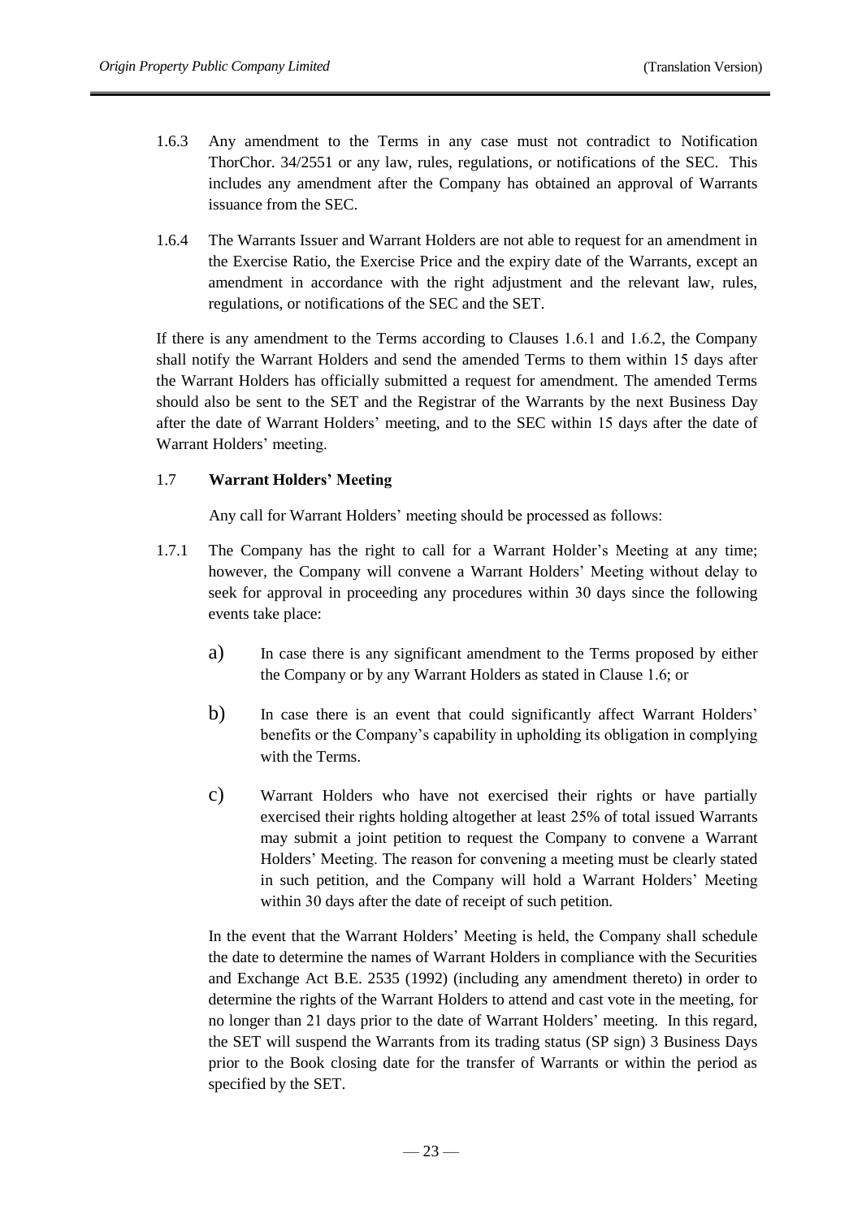1.6.3 Any amendment to the Terms in any case must not contradict to Notification ThorChor. 34/2551 or any law, rules, regulations, or notifications of the SEC. This includes any amendment after the Company has obtained an approval of Warrants issuance from the SEC.

1.6.4 The Warrants Issuer and Warrant Holders are not able to request for an amendment in the Exercise Ratio, the Exercise Price and the expiry date of the Warrants, except an amendment in accordance with the right adjustment and the relevant law, rules, regulations, or notifications of the SEC and the SET.

If there is any amendment to the Terms according to Clauses 1.6.1 and 1.6.2, the Company shall notify the Warrant Holders and send the amended Terms to them within 15 days after the Warrant Holders has officially submitted a request for amendment. The amended Terms should also be sent to the SET and the Registrar of the Warrants by the next Business Day after the date of Warrant Holders' meeting, and to the SEC within 15 days after the date of Warrant Holders' meeting.

### 1.7 Warrant Holders' Meeting

Any call for Warrant Holders' meeting should be processed as follows:

1.7.1 The Company has the right to call for a Warrant Holder's Meeting at any time; however, the Company will convene a Warrant Holders' Meeting without delay to seek for approval in proceeding any procedures within 30 days since the following events take place:

a) In case there is any significant amendment to the Terms proposed by either the Company or by any Warrant Holders as stated in Clause 1.6; or

b) In case there is an event that could significantly affect Warrant Holders' benefits or the Company's capability in upholding its obligation in complying with the Terms.

c) Warrant Holders who have not exercised their rights or have partially exercised their rights holding altogether at least 25% of total issued Warrants may submit a joint petition to request the Company to convene a Warrant Holders' Meeting. The reason for convening a meeting must be clearly stated in such petition, and the Company will hold a Warrant Holders' Meeting within 30 days after the date of receipt of such petition.

In the event that the Warrant Holders' Meeting is held, the Company shall schedule the date to determine the names of Warrant Holders in compliance with the Securities and Exchange Act B.E. 2535 (1992) (including any amendment thereto) in order to determine the rights of the Warrant Holders to attend and cast vote in the meeting, for no longer than 21 days prior to the date of Warrant Holders' meeting. In this regard, the SET will suspend the Warrants from its trading status (SP sign) 3 Business Days prior to the Book closing date for the transfer of Warrants or within the period as specified by the SET.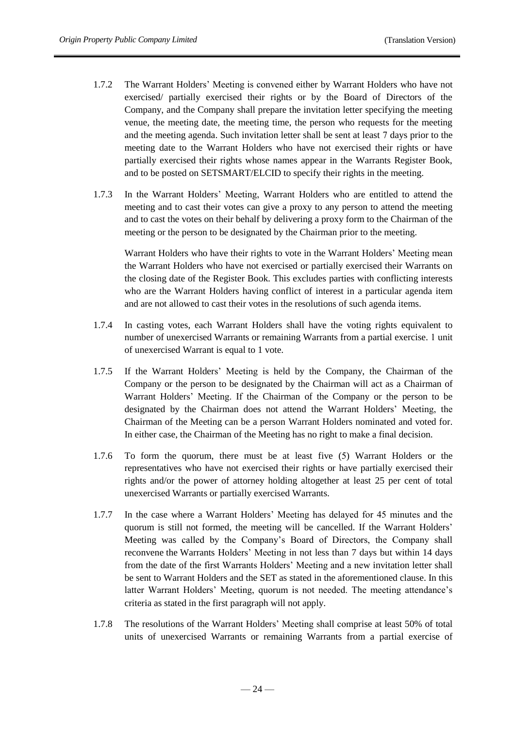1.7.2 The Warrant Holders' Meeting is convened either by Warrant Holders who have not exercised/ partially exercised their rights or by the Board of Directors of the Company, and the Company shall prepare the invitation letter specifying the meeting venue, the meeting date, the meeting time, the person who requests for the meeting and the meeting agenda. Such invitation letter shall be sent at least 7 days prior to the meeting date to the Warrant Holders who have not exercised their rights or have partially exercised their rights whose names appear in the Warrants Register Book, and to be posted on SETSMART/ELCID to specify their rights in the meeting.

1.7.3 In the Warrant Holders' Meeting, Warrant Holders who are entitled to attend the meeting and to cast their votes can give a proxy to any person to attend the meeting and to cast the votes on their behalf by delivering a proxy form to the Chairman of the meeting or the person to be designated by the Chairman prior to the meeting.

Warrant Holders who have their rights to vote in the Warrant Holders' Meeting mean the Warrant Holders who have not exercised or partially exercised their Warrants on the closing date of the Register Book. This excludes parties with conflicting interests who are the Warrant Holders having conflict of interest in a particular agenda item and are not allowed to cast their votes in the resolutions of such agenda items.

1.7.4 In casting votes, each Warrant Holders shall have the voting rights equivalent to number of unexercised Warrants or remaining Warrants from a partial exercise. 1 unit of unexercised Warrant is equal to 1 vote.

1.7.5 If the Warrant Holders' Meeting is held by the Company, the Chairman of the Company or the person to be designated by the Chairman will act as a Chairman of Warrant Holders' Meeting. If the Chairman of the Company or the person to be designated by the Chairman does not attend the Warrant Holders' Meeting, the Chairman of the Meeting can be a person Warrant Holders nominated and voted for. In either case, the Chairman of the Meeting has no right to make a final decision.

1.7.6 To form the quorum, there must be at least five (5) Warrant Holders or the representatives who have not exercised their rights or have partially exercised their rights and/or the power of attorney holding altogether at least 25 per cent of total unexercised Warrants or partially exercised Warrants.

1.7.7 In the case where a Warrant Holders' Meeting has delayed for 45 minutes and the quorum is still not formed, the meeting will be cancelled. If the Warrant Holders' Meeting was called by the Company's Board of Directors, the Company shall reconvene the Warrants Holders' Meeting in not less than 7 days but within 14 days from the date of the first Warrants Holders' Meeting and a new invitation letter shall be sent to Warrant Holders and the SET as stated in the aforementioned clause. In this latter Warrant Holders' Meeting, quorum is not needed. The meeting attendance's criteria as stated in the first paragraph will not apply.

1.7.8 The resolutions of the Warrant Holders' Meeting shall comprise at least 50% of total units of unexercised Warrants or remaining Warrants from a partial exercise of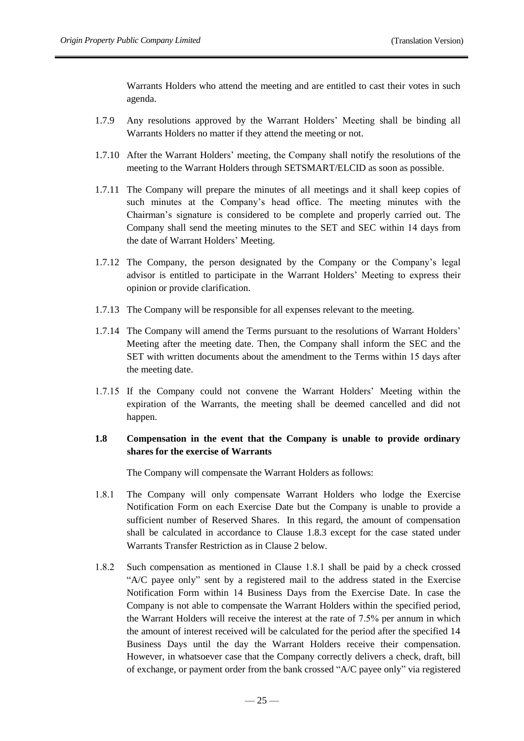Warrants Holders who attend the meeting and are entitled to cast their votes in such agenda.

1.7.9 Any resolutions approved by the Warrant Holders' Meeting shall be binding all Warrants Holders no matter if they attend the meeting or not.

1.7.10 After the Warrant Holders' meeting, the Company shall notify the resolutions of the meeting to the Warrant Holders through SETSMART/ELCID as soon as possible.

1.7.11 The Company will prepare the minutes of all meetings and it shall keep copies of such minutes at the Company's head office. The meeting minutes with the Chairman's signature is considered to be complete and properly carried out. The Company shall send the meeting minutes to the SET and SEC within 14 days from the date of Warrant Holders' Meeting.

1.7.12 The Company, the person designated by the Company or the Company's legal advisor is entitled to participate in the Warrant Holders' Meeting to express their opinion or provide clarification.

1.7.13 The Company will be responsible for all expenses relevant to the meeting.

1.7.14 The Company will amend the Terms pursuant to the resolutions of Warrant Holders' Meeting after the meeting date. Then, the Company shall inform the SEC and the SET with written documents about the amendment to the Terms within 15 days after the meeting date.

1.7.15 If the Company could not convene the Warrant Holders' Meeting within the expiration of the Warrants, the meeting shall be deemed cancelled and did not happen.

**1.8 Compensation in the event that the Company is unable to provide ordinary shares for the exercise of Warrants**

The Company will compensate the Warrant Holders as follows:

1.8.1 The Company will only compensate Warrant Holders who lodge the Exercise Notification Form on each Exercise Date but the Company is unable to provide a sufficient number of Reserved Shares. In this regard, the amount of compensation shall be calculated in accordance to Clause 1.8.3 except for the case stated under Warrants Transfer Restriction as in Clause 2 below.

1.8.2 Such compensation as mentioned in Clause 1.8.1 shall be paid by a check crossed "A/C payee only" sent by a registered mail to the address stated in the Exercise Notification Form within 14 Business Days from the Exercise Date. In case the Company is not able to compensate the Warrant Holders within the specified period, the Warrant Holders will receive the interest at the rate of 7.5% per annum in which the amount of interest received will be calculated for the period after the specified 14 Business Days until the day the Warrant Holders receive their compensation. However, in whatsoever case that the Company correctly delivers a check, draft, bill of exchange, or payment order from the bank crossed "A/C payee only" via registered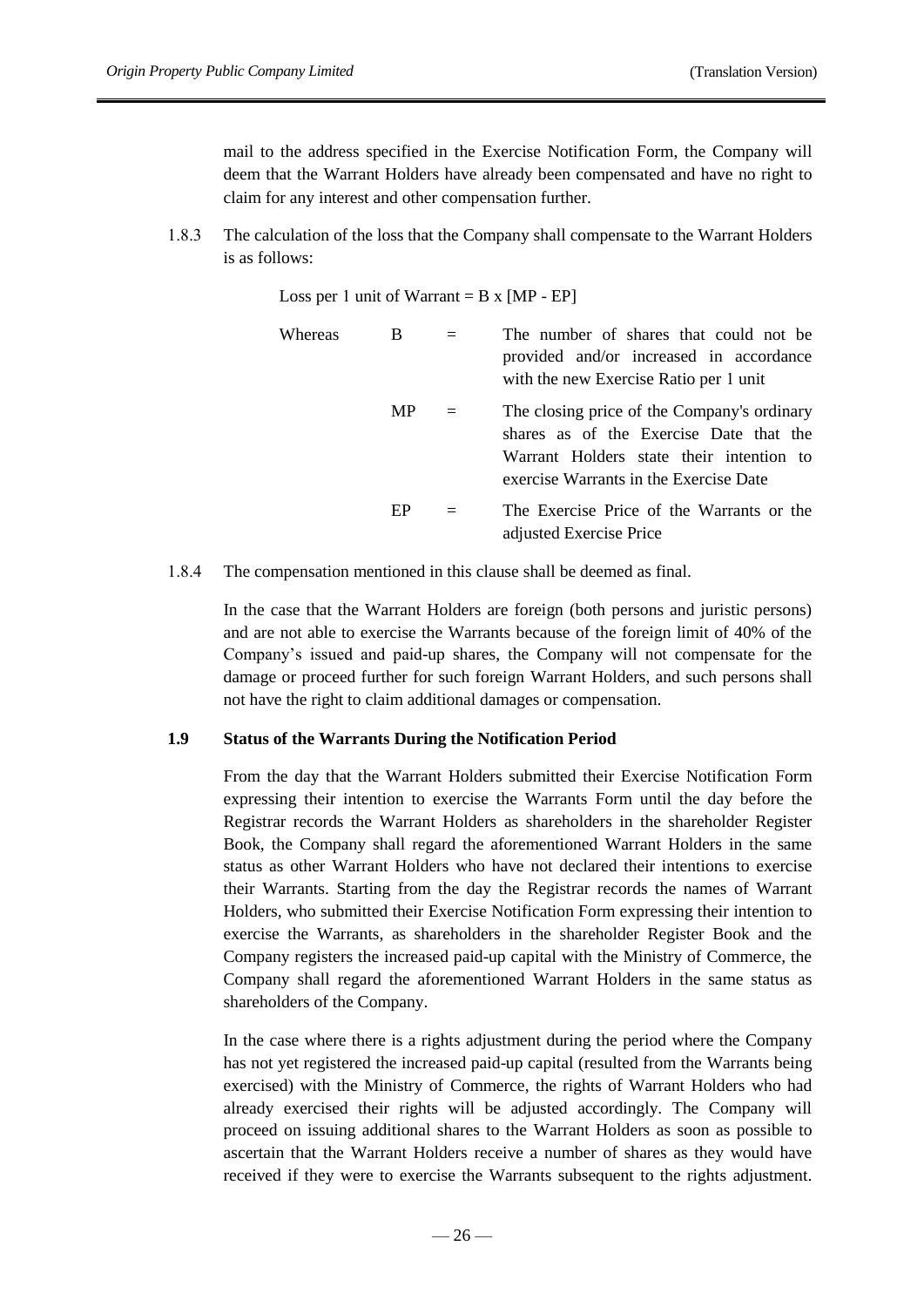mail to the address specified in the Exercise Notification Form, the Company will deem that the Warrant Holders have already been compensated and have no right to claim for any interest and other compensation further.

1.8.3 The calculation of the loss that the Company shall compensate to the Warrant Holders is as follows:

Loss per 1 unit of Warrant = B x [MP - EP]

| Whereas | | | |
|---|---|---|---|
| | B | = | The number of shares that could not be provided and/or increased in accordance with the new Exercise Ratio per 1 unit |
| | MP | = | The closing price of the Company's ordinary shares as of the Exercise Date that the Warrant Holders state their intention to exercise Warrants in the Exercise Date |
| | EP | = | The Exercise Price of the Warrants or the adjusted Exercise Price |

1.8.4 The compensation mentioned in this clause shall be deemed as final.

In the case that the Warrant Holders are foreign (both persons and juristic persons) and are not able to exercise the Warrants because of the foreign limit of 40% of the Company's issued and paid-up shares, the Company will not compensate for the damage or proceed further for such foreign Warrant Holders, and such persons shall not have the right to claim additional damages or compensation.

**1.9 Status of the Warrants During the Notification Period**

From the day that the Warrant Holders submitted their Exercise Notification Form expressing their intention to exercise the Warrants Form until the day before the Registrar records the Warrant Holders as shareholders in the shareholder Register Book, the Company shall regard the aforementioned Warrant Holders in the same status as other Warrant Holders who have not declared their intentions to exercise their Warrants. Starting from the day the Registrar records the names of Warrant Holders, who submitted their Exercise Notification Form expressing their intention to exercise the Warrants, as shareholders in the shareholder Register Book and the Company registers the increased paid-up capital with the Ministry of Commerce, the Company shall regard the aforementioned Warrant Holders in the same status as shareholders of the Company.

In the case where there is a rights adjustment during the period where the Company has not yet registered the increased paid-up capital (resulted from the Warrants being exercised) with the Ministry of Commerce, the rights of Warrant Holders who had already exercised their rights will be adjusted accordingly. The Company will proceed on issuing additional shares to the Warrant Holders as soon as possible to ascertain that the Warrant Holders receive a number of shares as they would have received if they were to exercise the Warrants subsequent to the rights adjustment.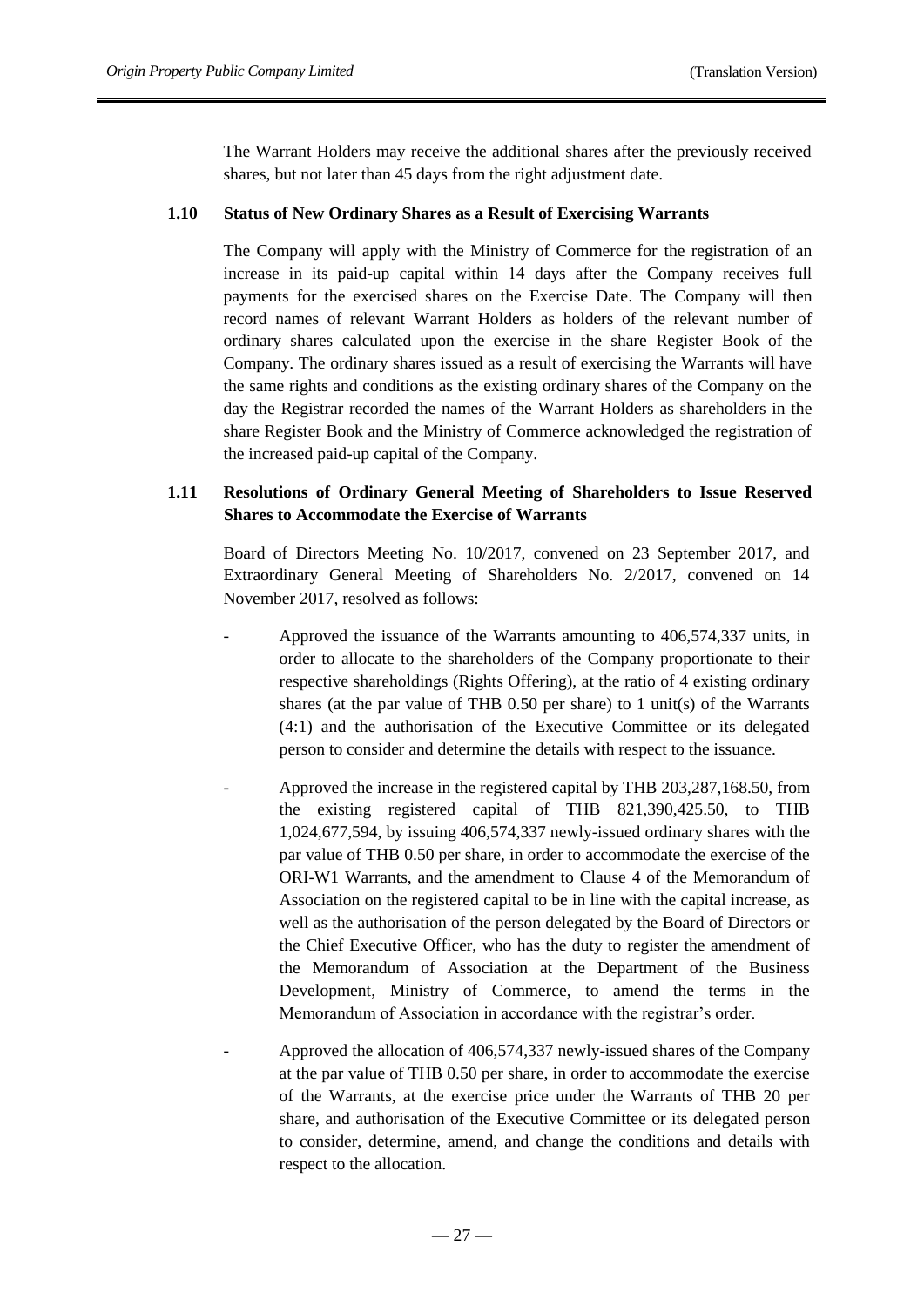The Warrant Holders may receive the additional shares after the previously received shares, but not later than 45 days from the right adjustment date.

### 1.10 Status of New Ordinary Shares as a Result of Exercising Warrants

The Company will apply with the Ministry of Commerce for the registration of an increase in its paid-up capital within 14 days after the Company receives full payments for the exercised shares on the Exercise Date. The Company will then record names of relevant Warrant Holders as holders of the relevant number of ordinary shares calculated upon the exercise in the share Register Book of the Company. The ordinary shares issued as a result of exercising the Warrants will have the same rights and conditions as the existing ordinary shares of the Company on the day the Registrar recorded the names of the Warrant Holders as shareholders in the share Register Book and the Ministry of Commerce acknowledged the registration of the increased paid-up capital of the Company.

### 1.11 Resolutions of Ordinary General Meeting of Shareholders to Issue Reserved Shares to Accommodate the Exercise of Warrants

Board of Directors Meeting No. 10/2017, convened on 23 September 2017, and Extraordinary General Meeting of Shareholders No. 2/2017, convened on 14 November 2017, resolved as follows:

- Approved the issuance of the Warrants amounting to 406,574,337 units, in order to allocate to the shareholders of the Company proportionate to their respective shareholdings (Rights Offering), at the ratio of 4 existing ordinary shares (at the par value of THB 0.50 per share) to 1 unit(s) of the Warrants (4:1) and the authorisation of the Executive Committee or its delegated person to consider and determine the details with respect to the issuance.
- Approved the increase in the registered capital by THB 203,287,168.50, from the existing registered capital of THB 821,390,425.50, to THB 1,024,677,594, by issuing 406,574,337 newly-issued ordinary shares with the par value of THB 0.50 per share, in order to accommodate the exercise of the ORI-W1 Warrants, and the amendment to Clause 4 of the Memorandum of Association on the registered capital to be in line with the capital increase, as well as the authorisation of the person delegated by the Board of Directors or the Chief Executive Officer, who has the duty to register the amendment of the Memorandum of Association at the Department of the Business Development, Ministry of Commerce, to amend the terms in the Memorandum of Association in accordance with the registrar's order.
- Approved the allocation of 406,574,337 newly-issued shares of the Company at the par value of THB 0.50 per share, in order to accommodate the exercise of the Warrants, at the exercise price under the Warrants of THB 20 per share, and authorisation of the Executive Committee or its delegated person to consider, determine, amend, and change the conditions and details with respect to the allocation.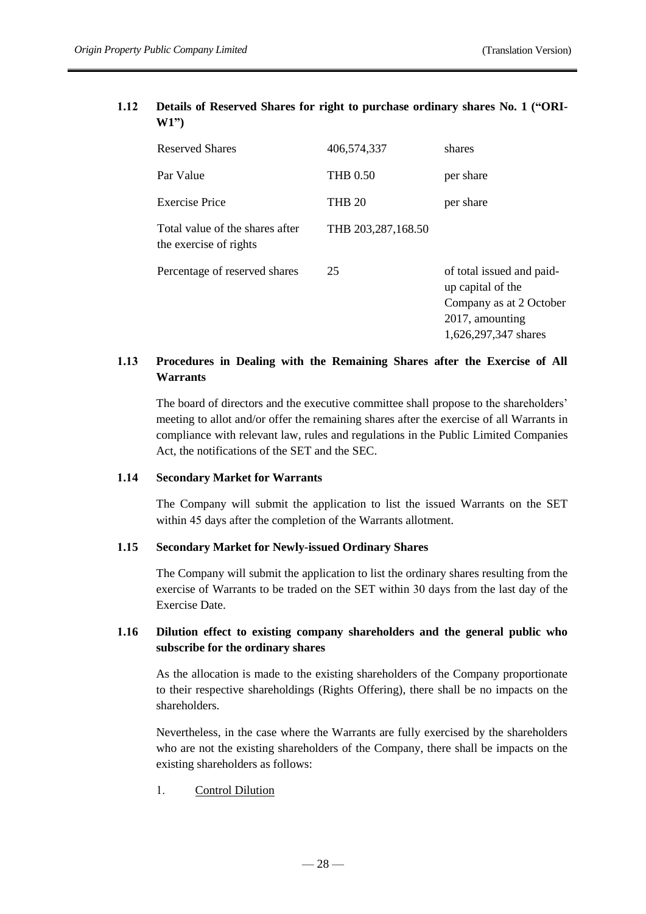### 1.12 Details of Reserved Shares for right to purchase ordinary shares No. 1 ("ORI-W1")

| | | |
|---|---|---|
| Reserved Shares | 406,574,337 | shares |
| Par Value | THB 0.50 | per share |
| Exercise Price | THB 20 | per share |
| Total value of the shares after the exercise of rights | THB 203,287,168.50 | |
| Percentage of reserved shares | 25 | of total issued and paid-up capital of the Company as at 2 October 2017, amounting 1,626,297,347 shares |

### 1.13 Procedures in Dealing with the Remaining Shares after the Exercise of All Warrants

The board of directors and the executive committee shall propose to the shareholders' meeting to allot and/or offer the remaining shares after the exercise of all Warrants in compliance with relevant law, rules and regulations in the Public Limited Companies Act, the notifications of the SET and the SEC.

### 1.14 Secondary Market for Warrants

The Company will submit the application to list the issued Warrants on the SET within 45 days after the completion of the Warrants allotment.

### 1.15 Secondary Market for Newly-issued Ordinary Shares

The Company will submit the application to list the ordinary shares resulting from the exercise of Warrants to be traded on the SET within 30 days from the last day of the Exercise Date.

### 1.16 Dilution effect to existing company shareholders and the general public who subscribe for the ordinary shares

As the allocation is made to the existing shareholders of the Company proportionate to their respective shareholdings (Rights Offering), there shall be no impacts on the shareholders.

Nevertheless, in the case where the Warrants are fully exercised by the shareholders who are not the existing shareholders of the Company, there shall be impacts on the existing shareholders as follows:

1. Control Dilution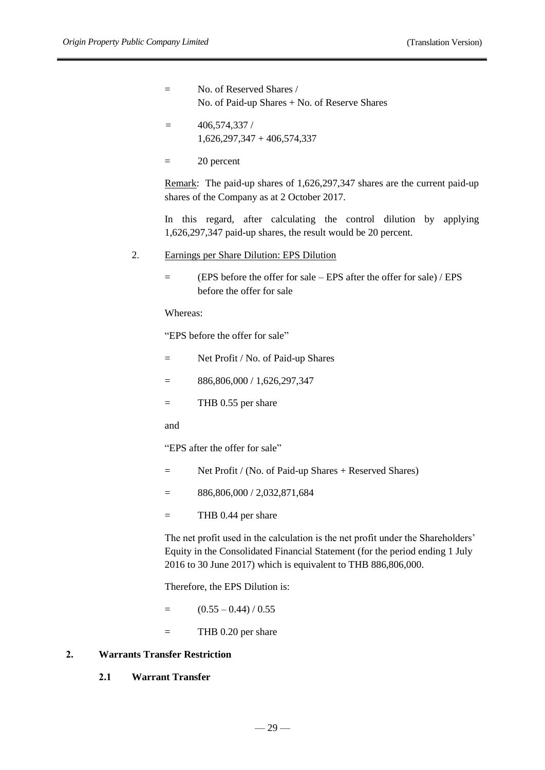=  No. of Reserved Shares / No. of Paid-up Shares + No. of Reserve Shares

=  406,574,337 / 1,626,297,347 + 406,574,337

=  20 percent

Remark: The paid-up shares of 1,626,297,347 shares are the current paid-up shares of the Company as at 2 October 2017.

In this regard, after calculating the control dilution by applying 1,626,297,347 paid-up shares, the result would be 20 percent.

2. Earnings per Share Dilution: EPS Dilution

=  (EPS before the offer for sale – EPS after the offer for sale) / EPS before the offer for sale

Whereas:

"EPS before the offer for sale"

=  Net Profit / No. of Paid-up Shares

=  886,806,000 / 1,626,297,347

=  THB 0.55 per share

and

"EPS after the offer for sale"

=  Net Profit / (No. of Paid-up Shares + Reserved Shares)

=  886,806,000 / 2,032,871,684

=  THB 0.44 per share

The net profit used in the calculation is the net profit under the Shareholders' Equity in the Consolidated Financial Statement (for the period ending 1 July 2016 to 30 June 2017) which is equivalent to THB 886,806,000.

Therefore, the EPS Dilution is:

=  (0.55 – 0.44) / 0.55

=  THB 0.20 per share

## 2. Warrants Transfer Restriction

### 2.1 Warrant Transfer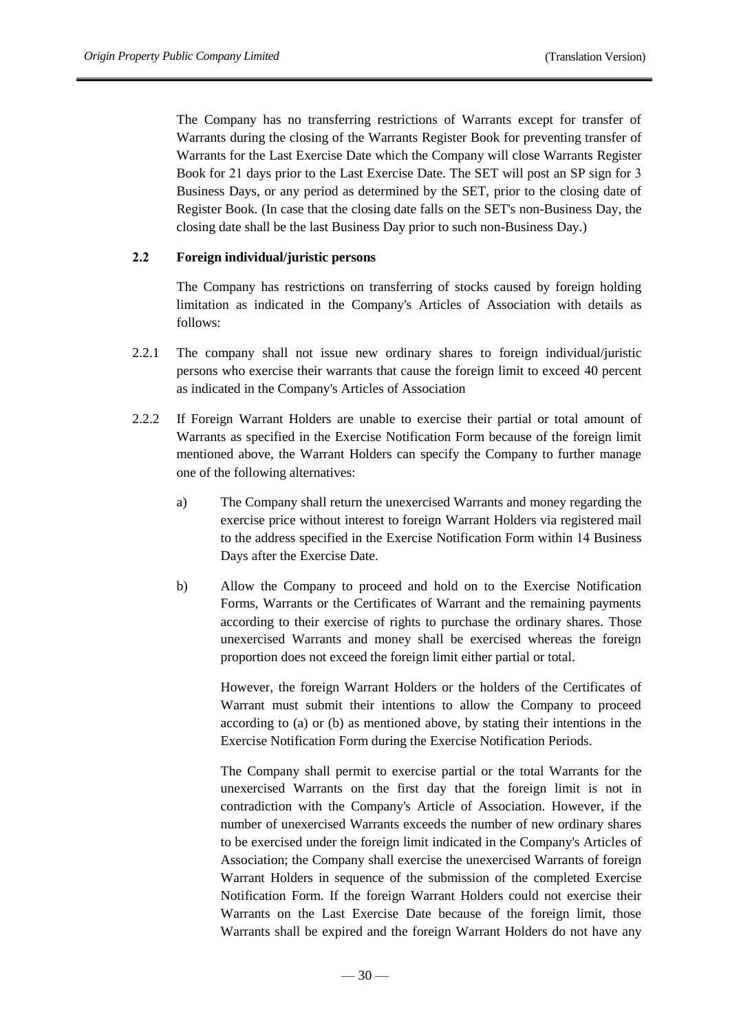The Company has no transferring restrictions of Warrants except for transfer of Warrants during the closing of the Warrants Register Book for preventing transfer of Warrants for the Last Exercise Date which the Company will close Warrants Register Book for 21 days prior to the Last Exercise Date. The SET will post an SP sign for 3 Business Days, or any period as determined by the SET, prior to the closing date of Register Book. (In case that the closing date falls on the SET's non-Business Day, the closing date shall be the last Business Day prior to such non-Business Day.)

**2.2 Foreign individual/juristic persons**

The Company has restrictions on transferring of stocks caused by foreign holding limitation as indicated in the Company's Articles of Association with details as follows:

2.2.1 The company shall not issue new ordinary shares to foreign individual/juristic persons who exercise their warrants that cause the foreign limit to exceed 40 percent as indicated in the Company's Articles of Association

2.2.2 If Foreign Warrant Holders are unable to exercise their partial or total amount of Warrants as specified in the Exercise Notification Form because of the foreign limit mentioned above, the Warrant Holders can specify the Company to further manage one of the following alternatives:

a) The Company shall return the unexercised Warrants and money regarding the exercise price without interest to foreign Warrant Holders via registered mail to the address specified in the Exercise Notification Form within 14 Business Days after the Exercise Date.

b) Allow the Company to proceed and hold on to the Exercise Notification Forms, Warrants or the Certificates of Warrant and the remaining payments according to their exercise of rights to purchase the ordinary shares. Those unexercised Warrants and money shall be exercised whereas the foreign proportion does not exceed the foreign limit either partial or total.

However, the foreign Warrant Holders or the holders of the Certificates of Warrant must submit their intentions to allow the Company to proceed according to (a) or (b) as mentioned above, by stating their intentions in the Exercise Notification Form during the Exercise Notification Periods.

The Company shall permit to exercise partial or the total Warrants for the unexercised Warrants on the first day that the foreign limit is not in contradiction with the Company's Article of Association. However, if the number of unexercised Warrants exceeds the number of new ordinary shares to be exercised under the foreign limit indicated in the Company's Articles of Association; the Company shall exercise the unexercised Warrants of foreign Warrant Holders in sequence of the submission of the completed Exercise Notification Form. If the foreign Warrant Holders could not exercise their Warrants on the Last Exercise Date because of the foreign limit, those Warrants shall be expired and the foreign Warrant Holders do not have any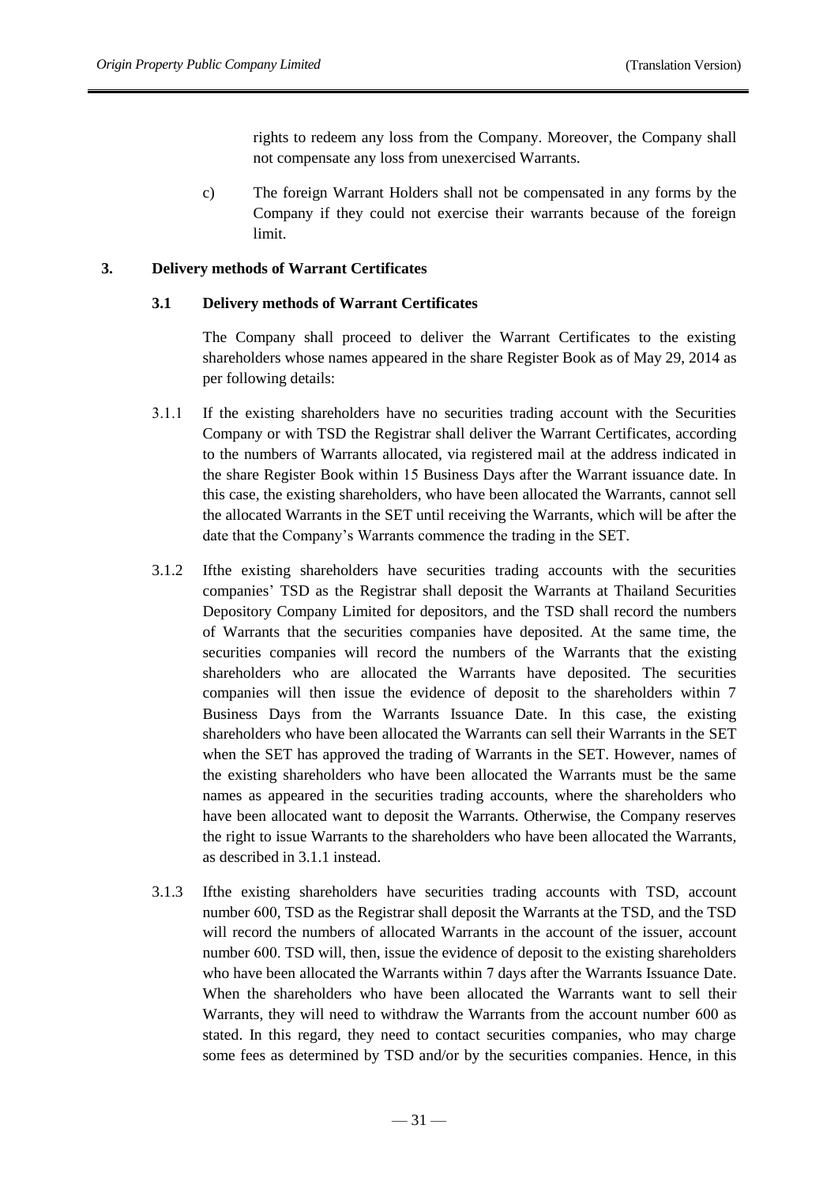rights to redeem any loss from the Company. Moreover, the Company shall not compensate any loss from unexercised Warrants.

c) The foreign Warrant Holders shall not be compensated in any forms by the Company if they could not exercise their warrants because of the foreign limit.

## 3. Delivery methods of Warrant Certificates

### 3.1 Delivery methods of Warrant Certificates

The Company shall proceed to deliver the Warrant Certificates to the existing shareholders whose names appeared in the share Register Book as of May 29, 2014 as per following details:

3.1.1 If the existing shareholders have no securities trading account with the Securities Company or with TSD the Registrar shall deliver the Warrant Certificates, according to the numbers of Warrants allocated, via registered mail at the address indicated in the share Register Book within 15 Business Days after the Warrant issuance date. In this case, the existing shareholders, who have been allocated the Warrants, cannot sell the allocated Warrants in the SET until receiving the Warrants, which will be after the date that the Company's Warrants commence the trading in the SET.

3.1.2 Ifthe existing shareholders have securities trading accounts with the securities companies' TSD as the Registrar shall deposit the Warrants at Thailand Securities Depository Company Limited for depositors, and the TSD shall record the numbers of Warrants that the securities companies have deposited. At the same time, the securities companies will record the numbers of the Warrants that the existing shareholders who are allocated the Warrants have deposited. The securities companies will then issue the evidence of deposit to the shareholders within 7 Business Days from the Warrants Issuance Date. In this case, the existing shareholders who have been allocated the Warrants can sell their Warrants in the SET when the SET has approved the trading of Warrants in the SET. However, names of the existing shareholders who have been allocated the Warrants must be the same names as appeared in the securities trading accounts, where the shareholders who have been allocated want to deposit the Warrants. Otherwise, the Company reserves the right to issue Warrants to the shareholders who have been allocated the Warrants, as described in 3.1.1 instead.

3.1.3 Ifthe existing shareholders have securities trading accounts with TSD, account number 600, TSD as the Registrar shall deposit the Warrants at the TSD, and the TSD will record the numbers of allocated Warrants in the account of the issuer, account number 600. TSD will, then, issue the evidence of deposit to the existing shareholders who have been allocated the Warrants within 7 days after the Warrants Issuance Date. When the shareholders who have been allocated the Warrants want to sell their Warrants, they will need to withdraw the Warrants from the account number 600 as stated. In this regard, they need to contact securities companies, who may charge some fees as determined by TSD and/or by the securities companies. Hence, in this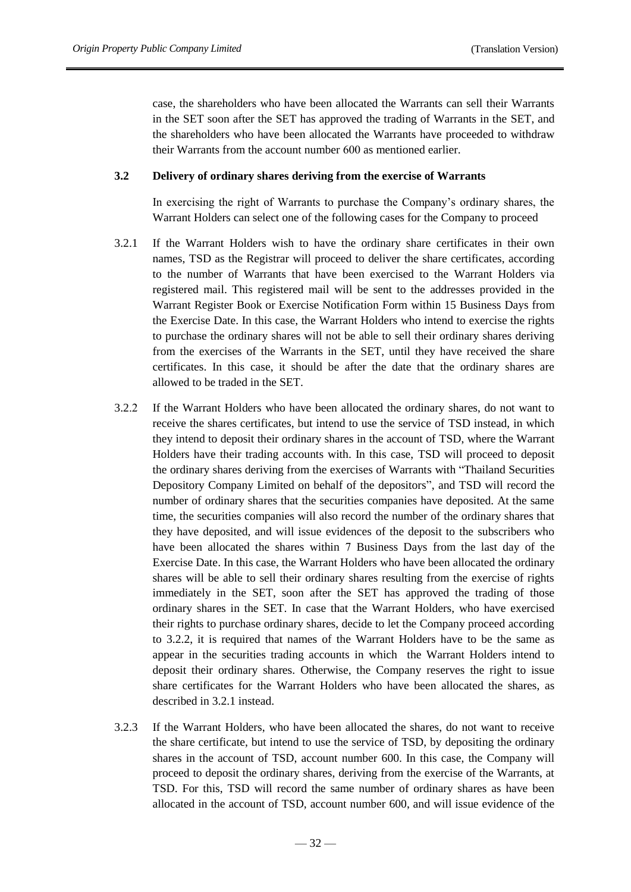case, the shareholders who have been allocated the Warrants can sell their Warrants in the SET soon after the SET has approved the trading of Warrants in the SET, and the shareholders who have been allocated the Warrants have proceeded to withdraw their Warrants from the account number 600 as mentioned earlier.

**3.2 Delivery of ordinary shares deriving from the exercise of Warrants**

In exercising the right of Warrants to purchase the Company's ordinary shares, the Warrant Holders can select one of the following cases for the Company to proceed

3.2.1 If the Warrant Holders wish to have the ordinary share certificates in their own names, TSD as the Registrar will proceed to deliver the share certificates, according to the number of Warrants that have been exercised to the Warrant Holders via registered mail. This registered mail will be sent to the addresses provided in the Warrant Register Book or Exercise Notification Form within 15 Business Days from the Exercise Date. In this case, the Warrant Holders who intend to exercise the rights to purchase the ordinary shares will not be able to sell their ordinary shares deriving from the exercises of the Warrants in the SET, until they have received the share certificates. In this case, it should be after the date that the ordinary shares are allowed to be traded in the SET.

3.2.2 If the Warrant Holders who have been allocated the ordinary shares, do not want to receive the shares certificates, but intend to use the service of TSD instead, in which they intend to deposit their ordinary shares in the account of TSD, where the Warrant Holders have their trading accounts with. In this case, TSD will proceed to deposit the ordinary shares deriving from the exercises of Warrants with "Thailand Securities Depository Company Limited on behalf of the depositors", and TSD will record the number of ordinary shares that the securities companies have deposited. At the same time, the securities companies will also record the number of the ordinary shares that they have deposited, and will issue evidences of the deposit to the subscribers who have been allocated the shares within 7 Business Days from the last day of the Exercise Date. In this case, the Warrant Holders who have been allocated the ordinary shares will be able to sell their ordinary shares resulting from the exercise of rights immediately in the SET, soon after the SET has approved the trading of those ordinary shares in the SET. In case that the Warrant Holders, who have exercised their rights to purchase ordinary shares, decide to let the Company proceed according to 3.2.2, it is required that names of the Warrant Holders have to be the same as appear in the securities trading accounts in which the Warrant Holders intend to deposit their ordinary shares. Otherwise, the Company reserves the right to issue share certificates for the Warrant Holders who have been allocated the shares, as described in 3.2.1 instead.

3.2.3 If the Warrant Holders, who have been allocated the shares, do not want to receive the share certificate, but intend to use the service of TSD, by depositing the ordinary shares in the account of TSD, account number 600. In this case, the Company will proceed to deposit the ordinary shares, deriving from the exercise of the Warrants, at TSD. For this, TSD will record the same number of ordinary shares as have been allocated in the account of TSD, account number 600, and will issue evidence of the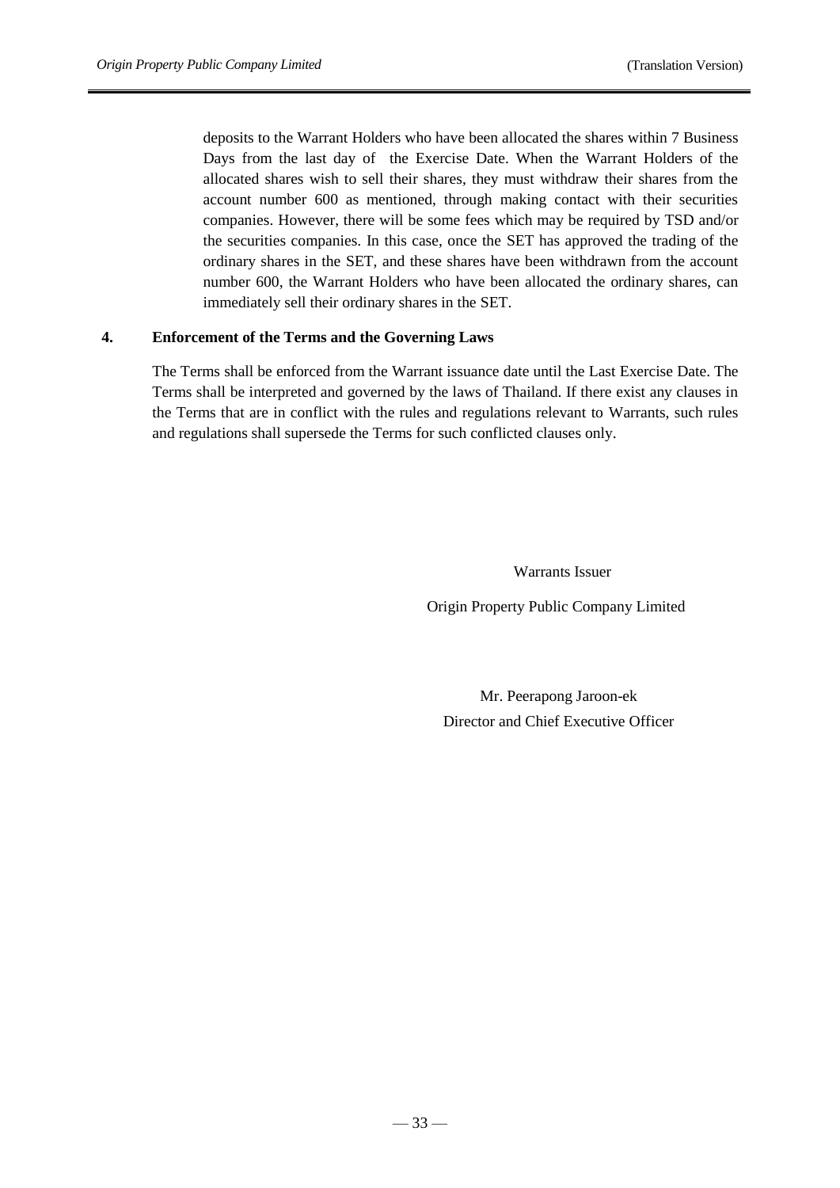deposits to the Warrant Holders who have been allocated the shares within 7 Business Days from the last day of the Exercise Date. When the Warrant Holders of the allocated shares wish to sell their shares, they must withdraw their shares from the account number 600 as mentioned, through making contact with their securities companies. However, there will be some fees which may be required by TSD and/or the securities companies. In this case, once the SET has approved the trading of the ordinary shares in the SET, and these shares have been withdrawn from the account number 600, the Warrant Holders who have been allocated the ordinary shares, can immediately sell their ordinary shares in the SET.

**4. Enforcement of the Terms and the Governing Laws**

The Terms shall be enforced from the Warrant issuance date until the Last Exercise Date. The Terms shall be interpreted and governed by the laws of Thailand. If there exist any clauses in the Terms that are in conflict with the rules and regulations relevant to Warrants, such rules and regulations shall supersede the Terms for such conflicted clauses only.

Warrants Issuer

Origin Property Public Company Limited

Mr. Peerapong Jaroon-ek

Director and Chief Executive Officer